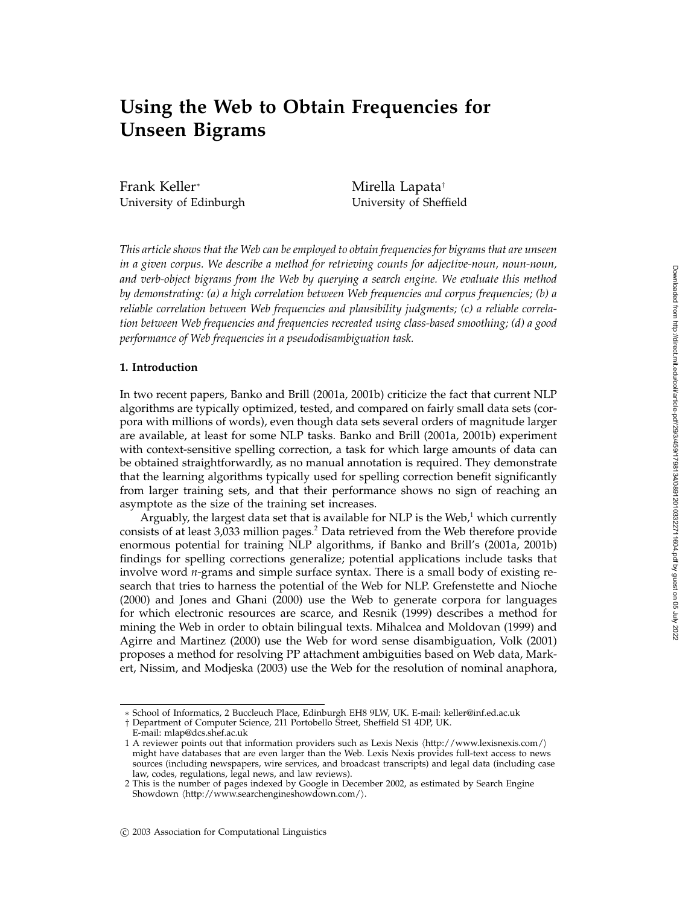# Using the Web to Obtain Frequencies for Unseen Bigrams

Frank Keller*
University of Edinburgh

Mirella Lapata†
University of Sheffield

*This article shows that the Web can be employed to obtain frequencies for bigrams that are unseen in a given corpus. We describe a method for retrieving counts for adjective-noun, noun-noun, and verb-object bigrams from the Web by querying a search engine. We evaluate this method by demonstrating: (a) a high correlation between Web frequencies and corpus frequencies; (b) a reliable correlation between Web frequencies and plausibility judgments; (c) a reliable correlation between Web frequencies and frequencies recreated using class-based smoothing; (d) a good performance of Web frequencies in a pseudodisambiguation task.*

## 1. Introduction

In two recent papers, Banko and Brill (2001a, 2001b) criticize the fact that current NLP algorithms are typically optimized, tested, and compared on fairly small data sets (corpora with millions of words), even though data sets several orders of magnitude larger are available, at least for some NLP tasks. Banko and Brill (2001a, 2001b) experiment with context-sensitive spelling correction, a task for which large amounts of data can be obtained straightforwardly, as no manual annotation is required. They demonstrate that the learning algorithms typically used for spelling correction benefit significantly from larger training sets, and that their performance shows no sign of reaching an asymptote as the size of the training set increases.

Arguably, the largest data set that is available for NLP is the Web,[1] which currently consists of at least 3,033 million pages.[2] Data retrieved from the Web therefore provide enormous potential for training NLP algorithms, if Banko and Brill's (2001a, 2001b) findings for spelling corrections generalize; potential applications include tasks that involve word *n*-grams and simple surface syntax. There is a small body of existing research that tries to harness the potential of the Web for NLP. Grefenstette and Nioche (2000) and Jones and Ghani (2000) use the Web to generate corpora for languages for which electronic resources are scarce, and Resnik (1999) describes a method for mining the Web in order to obtain bilingual texts. Mihalcea and Moldovan (1999) and Agirre and Martinez (2000) use the Web for word sense disambiguation, Volk (2001) proposes a method for resolving PP attachment ambiguities based on Web data, Markert, Nissim, and Modjeska (2003) use the Web for the resolution of nominal anaphora,

---

* School of Informatics, 2 Buccleuch Place, Edinburgh EH8 9LW, UK. E-mail: keller@inf.ed.ac.uk

† Department of Computer Science, 211 Portobello Street, Sheffield S1 4DP, UK. E-mail: mlap@dcs.shef.ac.uk

1 A reviewer points out that information providers such as Lexis Nexis ⟨http://www.lexisnexis.com/⟩ might have databases that are even larger than the Web. Lexis Nexis provides full-text access to news sources (including newspapers, wire services, and broadcast transcripts) and legal data (including case law, codes, regulations, legal news, and law reviews).

2 This is the number of pages indexed by Google in December 2002, as estimated by Search Engine Showdown ⟨http://www.searchengineshowdown.com/⟩.

© 2003 Association for Computational Linguistics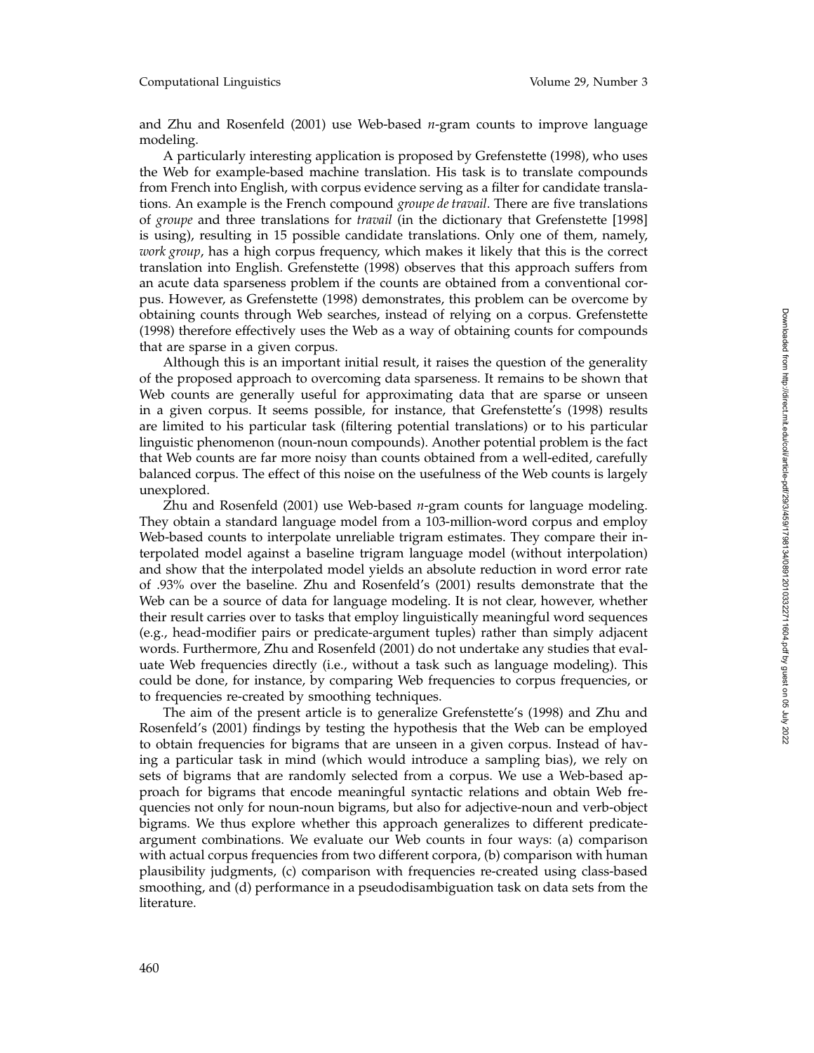and Zhu and Rosenfeld (2001) use Web-based *n*-gram counts to improve language modeling.

A particularly interesting application is proposed by Grefenstette (1998), who uses the Web for example-based machine translation. His task is to translate compounds from French into English, with corpus evidence serving as a filter for candidate translations. An example is the French compound *groupe de travail*. There are five translations of *groupe* and three translations for *travail* (in the dictionary that Grefenstette [1998] is using), resulting in 15 possible candidate translations. Only one of them, namely, *work group*, has a high corpus frequency, which makes it likely that this is the correct translation into English. Grefenstette (1998) observes that this approach suffers from an acute data sparseness problem if the counts are obtained from a conventional corpus. However, as Grefenstette (1998) demonstrates, this problem can be overcome by obtaining counts through Web searches, instead of relying on a corpus. Grefenstette (1998) therefore effectively uses the Web as a way of obtaining counts for compounds that are sparse in a given corpus.

Although this is an important initial result, it raises the question of the generality of the proposed approach to overcoming data sparseness. It remains to be shown that Web counts are generally useful for approximating data that are sparse or unseen in a given corpus. It seems possible, for instance, that Grefenstette's (1998) results are limited to his particular task (filtering potential translations) or to his particular linguistic phenomenon (noun-noun compounds). Another potential problem is the fact that Web counts are far more noisy than counts obtained from a well-edited, carefully balanced corpus. The effect of this noise on the usefulness of the Web counts is largely unexplored.

Zhu and Rosenfeld (2001) use Web-based *n*-gram counts for language modeling. They obtain a standard language model from a 103-million-word corpus and employ Web-based counts to interpolate unreliable trigram estimates. They compare their interpolated model against a baseline trigram language model (without interpolation) and show that the interpolated model yields an absolute reduction in word error rate of .93% over the baseline. Zhu and Rosenfeld's (2001) results demonstrate that the Web can be a source of data for language modeling. It is not clear, however, whether their result carries over to tasks that employ linguistically meaningful word sequences (e.g., head-modifier pairs or predicate-argument tuples) rather than simply adjacent words. Furthermore, Zhu and Rosenfeld (2001) do not undertake any studies that evaluate Web frequencies directly (i.e., without a task such as language modeling). This could be done, for instance, by comparing Web frequencies to corpus frequencies, or to frequencies re-created by smoothing techniques.

The aim of the present article is to generalize Grefenstette's (1998) and Zhu and Rosenfeld's (2001) findings by testing the hypothesis that the Web can be employed to obtain frequencies for bigrams that are unseen in a given corpus. Instead of having a particular task in mind (which would introduce a sampling bias), we rely on sets of bigrams that are randomly selected from a corpus. We use a Web-based approach for bigrams that encode meaningful syntactic relations and obtain Web frequencies not only for noun-noun bigrams, but also for adjective-noun and verb-object bigrams. We thus explore whether this approach generalizes to different predicate-argument combinations. We evaluate our Web counts in four ways: (a) comparison with actual corpus frequencies from two different corpora, (b) comparison with human plausibility judgments, (c) comparison with frequencies re-created using class-based smoothing, and (d) performance in a pseudodisambiguation task on data sets from the literature.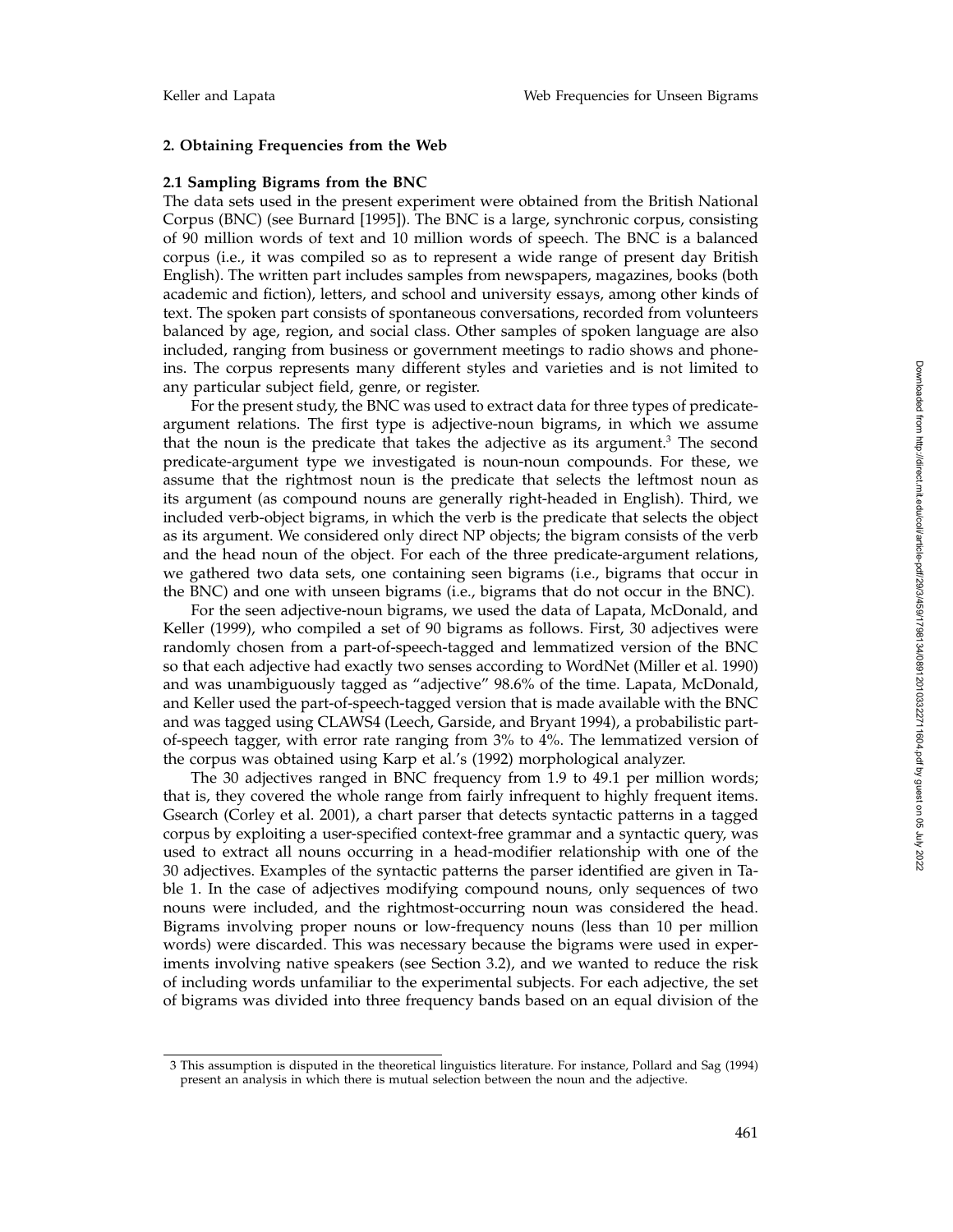## 2. Obtaining Frequencies from the Web

### 2.1 Sampling Bigrams from the BNC

The data sets used in the present experiment were obtained from the British National Corpus (BNC) (see Burnard [1995]). The BNC is a large, synchronic corpus, consisting of 90 million words of text and 10 million words of speech. The BNC is a balanced corpus (i.e., it was compiled so as to represent a wide range of present day British English). The written part includes samples from newspapers, magazines, books (both academic and fiction), letters, and school and university essays, among other kinds of text. The spoken part consists of spontaneous conversations, recorded from volunteers balanced by age, region, and social class. Other samples of spoken language are also included, ranging from business or government meetings to radio shows and phone-ins. The corpus represents many different styles and varieties and is not limited to any particular subject field, genre, or register.

For the present study, the BNC was used to extract data for three types of predicate-argument relations. The first type is adjective-noun bigrams, in which we assume that the noun is the predicate that takes the adjective as its argument.[3] The second predicate-argument type we investigated is noun-noun compounds. For these, we assume that the rightmost noun is the predicate that selects the leftmost noun as its argument (as compound nouns are generally right-headed in English). Third, we included verb-object bigrams, in which the verb is the predicate that selects the object as its argument. We considered only direct NP objects; the bigram consists of the verb and the head noun of the object. For each of the three predicate-argument relations, we gathered two data sets, one containing seen bigrams (i.e., bigrams that occur in the BNC) and one with unseen bigrams (i.e., bigrams that do not occur in the BNC).

For the seen adjective-noun bigrams, we used the data of Lapata, McDonald, and Keller (1999), who compiled a set of 90 bigrams as follows. First, 30 adjectives were randomly chosen from a part-of-speech-tagged and lemmatized version of the BNC so that each adjective had exactly two senses according to WordNet (Miller et al. 1990) and was unambiguously tagged as "adjective" 98.6% of the time. Lapata, McDonald, and Keller used the part-of-speech-tagged version that is made available with the BNC and was tagged using CLAWS4 (Leech, Garside, and Bryant 1994), a probabilistic part-of-speech tagger, with error rate ranging from 3% to 4%. The lemmatized version of the corpus was obtained using Karp et al.'s (1992) morphological analyzer.

The 30 adjectives ranged in BNC frequency from 1.9 to 49.1 per million words; that is, they covered the whole range from fairly infrequent to highly frequent items. Gsearch (Corley et al. 2001), a chart parser that detects syntactic patterns in a tagged corpus by exploiting a user-specified context-free grammar and a syntactic query, was used to extract all nouns occurring in a head-modifier relationship with one of the 30 adjectives. Examples of the syntactic patterns the parser identified are given in Table 1. In the case of adjectives modifying compound nouns, only sequences of two nouns were included, and the rightmost-occurring noun was considered the head. Bigrams involving proper nouns or low-frequency nouns (less than 10 per million words) were discarded. This was necessary because the bigrams were used in experiments involving native speakers (see Section 3.2), and we wanted to reduce the risk of including words unfamiliar to the experimental subjects. For each adjective, the set of bigrams was divided into three frequency bands based on an equal division of the

3 This assumption is disputed in the theoretical linguistics literature. For instance, Pollard and Sag (1994) present an analysis in which there is mutual selection between the noun and the adjective.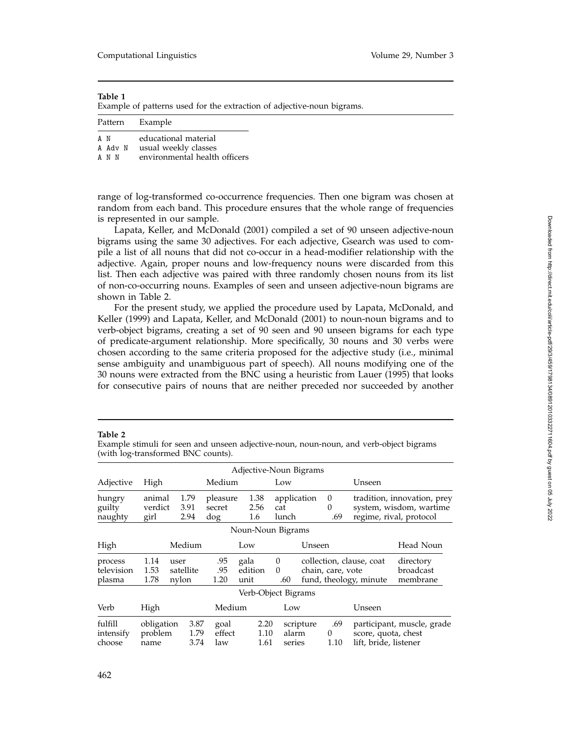**Table 1**
Example of patterns used for the extraction of adjective-noun bigrams.

| Pattern | Example |
|---|---|
| A N | educational material |
| A Adv N | usual weekly classes |
| A N N | environmental health officers |

range of log-transformed co-occurrence frequencies. Then one bigram was chosen at random from each band. This procedure ensures that the whole range of frequencies is represented in our sample.

Lapata, Keller, and McDonald (2001) compiled a set of 90 unseen adjective-noun bigrams using the same 30 adjectives. For each adjective, Gsearch was used to compile a list of all nouns that did not co-occur in a head-modifier relationship with the adjective. Again, proper nouns and low-frequency nouns were discarded from this list. Then each adjective was paired with three randomly chosen nouns from its list of non-co-occurring nouns. Examples of seen and unseen adjective-noun bigrams are shown in Table 2.

For the present study, we applied the procedure used by Lapata, McDonald, and Keller (1999) and Lapata, Keller, and McDonald (2001) to noun-noun bigrams and to verb-object bigrams, creating a set of 90 seen and 90 unseen bigrams for each type of predicate-argument relationship. More specifically, 30 nouns and 30 verbs were chosen according to the same criteria proposed for the adjective study (i.e., minimal sense ambiguity and unambiguous part of speech). All nouns modifying one of the 30 nouns were extracted from the BNC using a heuristic from Lauer (1995) that looks for consecutive pairs of nouns that are neither preceded nor succeeded by another

**Table 2**
Example stimuli for seen and unseen adjective-noun, noun-noun, and verb-object bigrams (with log-transformed BNC counts).

| Adjective-Noun Bigrams | | | | | | | |
|---|---|---|---|---|---|---|---|
| Adjective | High | | Medium | | Low | | Unseen |
| hungry | animal | 1.79 | pleasure | 1.38 | application | 0 | tradition, innovation, prey |
| guilty | verdict | 3.91 | secret | 2.56 | cat | 0 | system, wisdom, wartime |
| naughty | girl | 2.94 | dog | 1.6 | lunch | .69 | regime, rival, protocol |

| Noun-Noun Bigrams | | | | | | | |
|---|---|---|---|---|---|---|---|
| High | | Medium | | Low | | Unseen | Head Noun |
| process | 1.14 | user | .95 | gala | 0 | collection, clause, coat | directory |
| television | 1.53 | satellite | .95 | edition | 0 | chain, care, vote | broadcast |
| plasma | 1.78 | nylon | 1.20 | unit | .60 | fund, theology, minute | membrane |

| Verb-Object Bigrams | | | | | | | |
|---|---|---|---|---|---|---|---|
| Verb | High | | Medium | | Low | | Unseen |
| fulfill | obligation | 3.87 | goal | 2.20 | scripture | .69 | participant, muscle, grade |
| intensify | problem | 1.79 | effect | 1.10 | alarm | 0 | score, quota, chest |
| choose | name | 3.74 | law | 1.61 | series | 1.10 | lift, bride, listener |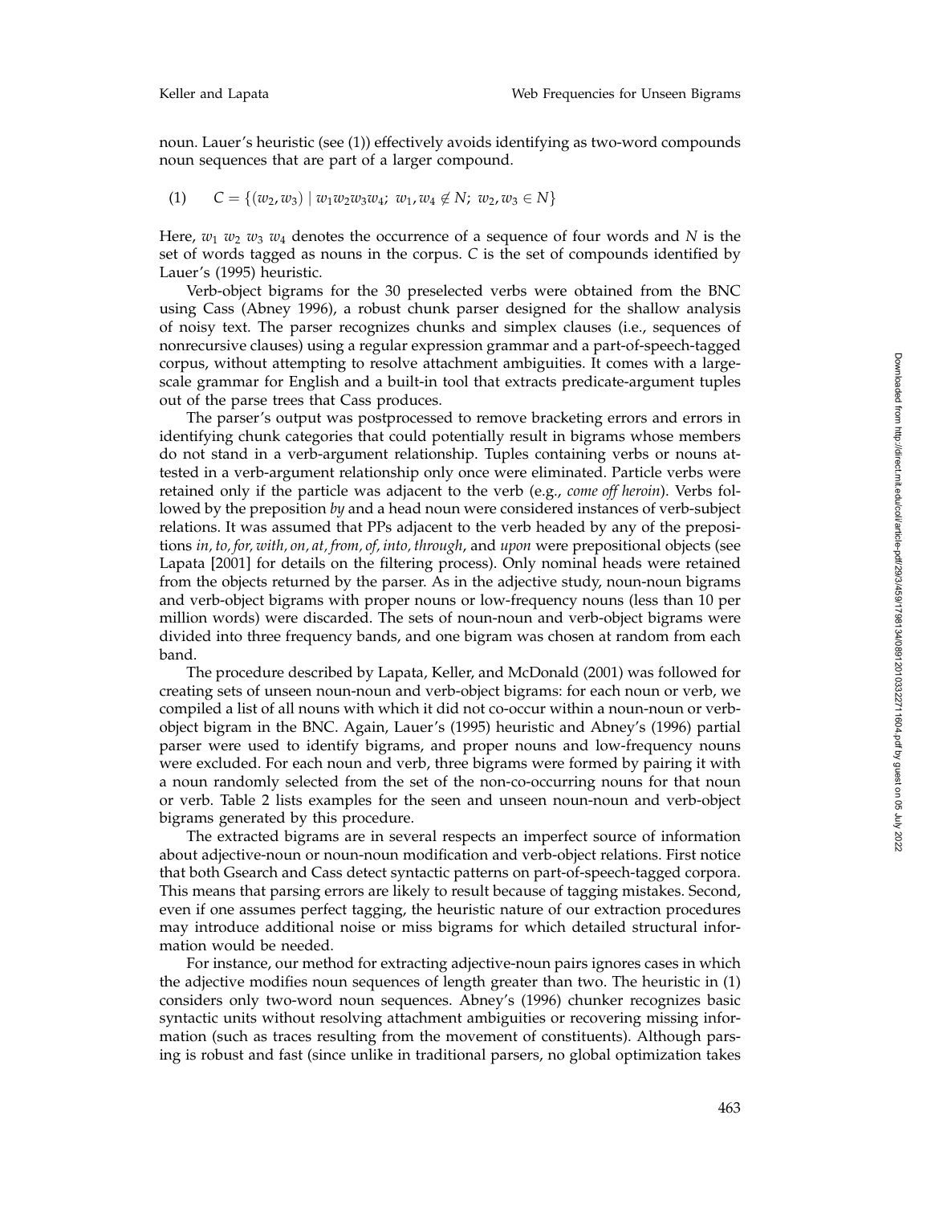noun. Lauer's heuristic (see (1)) effectively avoids identifying as two-word compounds noun sequences that are part of a larger compound.

(1) $C = \{(w_2, w_3) \mid w_1 w_2 w_3 w_4;\ w_1, w_4 \notin N;\ w_2, w_3 \in N\}$

Here, $w_1\ w_2\ w_3\ w_4$ denotes the occurrence of a sequence of four words and $N$ is the set of words tagged as nouns in the corpus. $C$ is the set of compounds identified by Lauer's (1995) heuristic.

Verb-object bigrams for the 30 preselected verbs were obtained from the BNC using Cass (Abney 1996), a robust chunk parser designed for the shallow analysis of noisy text. The parser recognizes chunks and simplex clauses (i.e., sequences of nonrecursive clauses) using a regular expression grammar and a part-of-speech-tagged corpus, without attempting to resolve attachment ambiguities. It comes with a large-scale grammar for English and a built-in tool that extracts predicate-argument tuples out of the parse trees that Cass produces.

The parser's output was postprocessed to remove bracketing errors and errors in identifying chunk categories that could potentially result in bigrams whose members do not stand in a verb-argument relationship. Tuples containing verbs or nouns attested in a verb-argument relationship only once were eliminated. Particle verbs were retained only if the particle was adjacent to the verb (e.g., *come off heroin*). Verbs followed by the preposition *by* and a head noun were considered instances of verb-subject relations. It was assumed that PPs adjacent to the verb headed by any of the prepositions *in, to, for, with, on, at, from, of, into, through*, and *upon* were prepositional objects (see Lapata [2001] for details on the filtering process). Only nominal heads were retained from the objects returned by the parser. As in the adjective study, noun-noun bigrams and verb-object bigrams with proper nouns or low-frequency nouns (less than 10 per million words) were discarded. The sets of noun-noun and verb-object bigrams were divided into three frequency bands, and one bigram was chosen at random from each band.

The procedure described by Lapata, Keller, and McDonald (2001) was followed for creating sets of unseen noun-noun and verb-object bigrams: for each noun or verb, we compiled a list of all nouns with which it did not co-occur within a noun-noun or verb-object bigram in the BNC. Again, Lauer's (1995) heuristic and Abney's (1996) partial parser were used to identify bigrams, and proper nouns and low-frequency nouns were excluded. For each noun and verb, three bigrams were formed by pairing it with a noun randomly selected from the set of the non-co-occurring nouns for that noun or verb. Table 2 lists examples for the seen and unseen noun-noun and verb-object bigrams generated by this procedure.

The extracted bigrams are in several respects an imperfect source of information about adjective-noun or noun-noun modification and verb-object relations. First notice that both Gsearch and Cass detect syntactic patterns on part-of-speech-tagged corpora. This means that parsing errors are likely to result because of tagging mistakes. Second, even if one assumes perfect tagging, the heuristic nature of our extraction procedures may introduce additional noise or miss bigrams for which detailed structural information would be needed.

For instance, our method for extracting adjective-noun pairs ignores cases in which the adjective modifies noun sequences of length greater than two. The heuristic in (1) considers only two-word noun sequences. Abney's (1996) chunker recognizes basic syntactic units without resolving attachment ambiguities or recovering missing information (such as traces resulting from the movement of constituents). Although parsing is robust and fast (since unlike in traditional parsers, no global optimization takes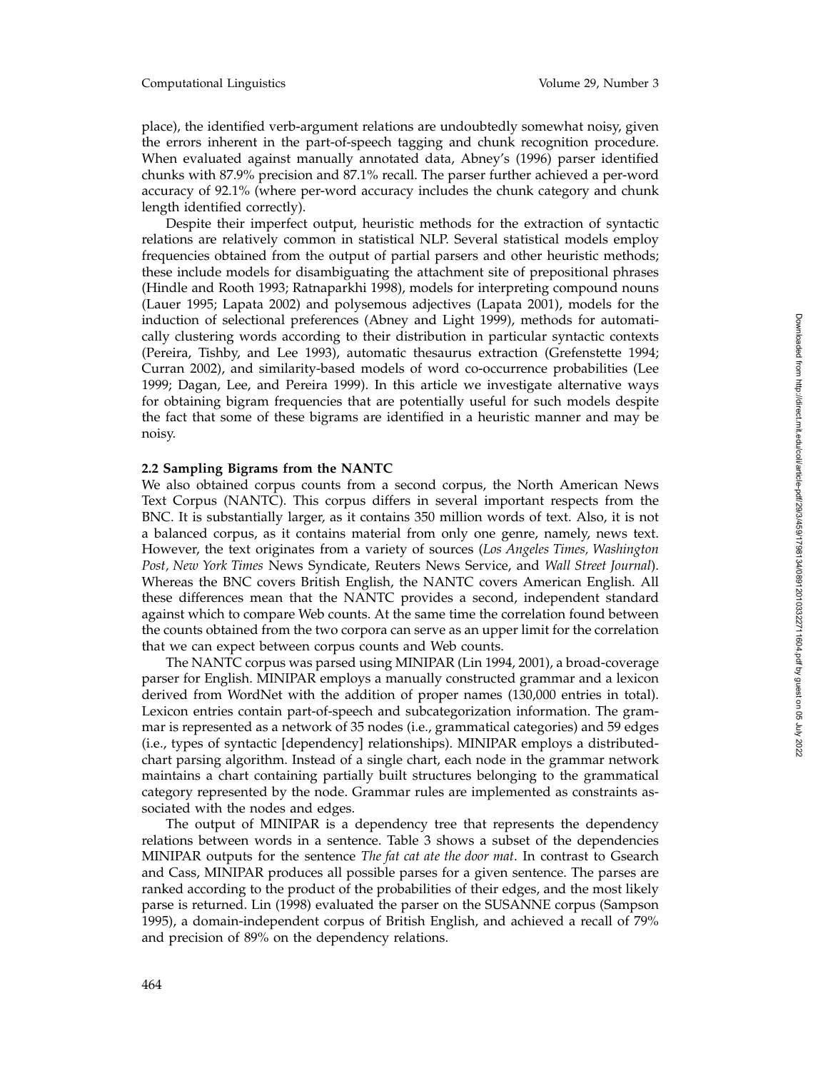place), the identified verb-argument relations are undoubtedly somewhat noisy, given the errors inherent in the part-of-speech tagging and chunk recognition procedure. When evaluated against manually annotated data, Abney's (1996) parser identified chunks with 87.9% precision and 87.1% recall. The parser further achieved a per-word accuracy of 92.1% (where per-word accuracy includes the chunk category and chunk length identified correctly).

Despite their imperfect output, heuristic methods for the extraction of syntactic relations are relatively common in statistical NLP. Several statistical models employ frequencies obtained from the output of partial parsers and other heuristic methods; these include models for disambiguating the attachment site of prepositional phrases (Hindle and Rooth 1993; Ratnaparkhi 1998), models for interpreting compound nouns (Lauer 1995; Lapata 2002) and polysemous adjectives (Lapata 2001), models for the induction of selectional preferences (Abney and Light 1999), methods for automatically clustering words according to their distribution in particular syntactic contexts (Pereira, Tishby, and Lee 1993), automatic thesaurus extraction (Grefenstette 1994; Curran 2002), and similarity-based models of word co-occurrence probabilities (Lee 1999; Dagan, Lee, and Pereira 1999). In this article we investigate alternative ways for obtaining bigram frequencies that are potentially useful for such models despite the fact that some of these bigrams are identified in a heuristic manner and may be noisy.

### 2.2 Sampling Bigrams from the NANTC

We also obtained corpus counts from a second corpus, the North American News Text Corpus (NANTC). This corpus differs in several important respects from the BNC. It is substantially larger, as it contains 350 million words of text. Also, it is not a balanced corpus, as it contains material from only one genre, namely, news text. However, the text originates from a variety of sources (*Los Angeles Times, Washington Post, New York Times* News Syndicate, Reuters News Service, and *Wall Street Journal*). Whereas the BNC covers British English, the NANTC covers American English. All these differences mean that the NANTC provides a second, independent standard against which to compare Web counts. At the same time the correlation found between the counts obtained from the two corpora can serve as an upper limit for the correlation that we can expect between corpus counts and Web counts.

The NANTC corpus was parsed using MINIPAR (Lin 1994, 2001), a broad-coverage parser for English. MINIPAR employs a manually constructed grammar and a lexicon derived from WordNet with the addition of proper names (130,000 entries in total). Lexicon entries contain part-of-speech and subcategorization information. The grammar is represented as a network of 35 nodes (i.e., grammatical categories) and 59 edges (i.e., types of syntactic [dependency] relationships). MINIPAR employs a distributed-chart parsing algorithm. Instead of a single chart, each node in the grammar network maintains a chart containing partially built structures belonging to the grammatical category represented by the node. Grammar rules are implemented as constraints associated with the nodes and edges.

The output of MINIPAR is a dependency tree that represents the dependency relations between words in a sentence. Table 3 shows a subset of the dependencies MINIPAR outputs for the sentence *The fat cat ate the door mat*. In contrast to Gsearch and Cass, MINIPAR produces all possible parses for a given sentence. The parses are ranked according to the product of the probabilities of their edges, and the most likely parse is returned. Lin (1998) evaluated the parser on the SUSANNE corpus (Sampson 1995), a domain-independent corpus of British English, and achieved a recall of 79% and precision of 89% on the dependency relations.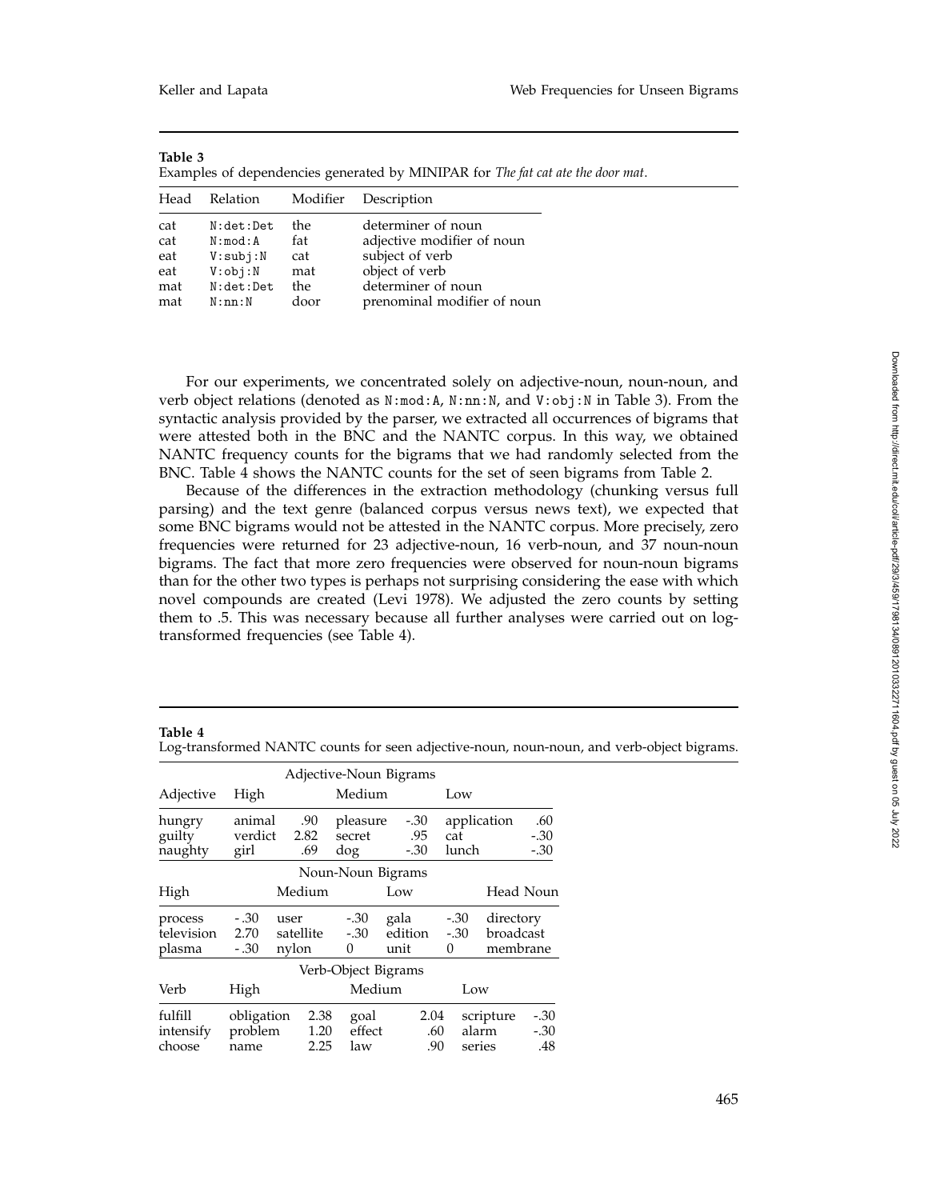**Table 3**
Examples of dependencies generated by MINIPAR for *The fat cat ate the door mat*.

| Head | Relation | Modifier | Description |
|---|---|---|---|
| cat | N:det:Det | the | determiner of noun |
| cat | N:mod:A | fat | adjective modifier of noun |
| eat | V:subj:N | cat | subject of verb |
| eat | V:obj:N | mat | object of verb |
| mat | N:det:Det | the | determiner of noun |
| mat | N:nn:N | door | prenominal modifier of noun |

For our experiments, we concentrated solely on adjective-noun, noun-noun, and verb object relations (denoted as N:mod:A, N:nn:N, and V:obj:N in Table 3). From the syntactic analysis provided by the parser, we extracted all occurrences of bigrams that were attested both in the BNC and the NANTC corpus. In this way, we obtained NANTC frequency counts for the bigrams that we had randomly selected from the BNC. Table 4 shows the NANTC counts for the set of seen bigrams from Table 2.

Because of the differences in the extraction methodology (chunking versus full parsing) and the text genre (balanced corpus versus news text), we expected that some BNC bigrams would not be attested in the NANTC corpus. More precisely, zero frequencies were returned for 23 adjective-noun, 16 verb-noun, and 37 noun-noun bigrams. The fact that more zero frequencies were observed for noun-noun bigrams than for the other two types is perhaps not surprising considering the ease with which novel compounds are created (Levi 1978). We adjusted the zero counts by setting them to .5. This was necessary because all further analyses were carried out on log-transformed frequencies (see Table 4).

**Table 4**
Log-transformed NANTC counts for seen adjective-noun, noun-noun, and verb-object bigrams.

| Adjective-Noun Bigrams | | | | | | |
|---|---|---|---|---|---|---|
| Adjective | High | | Medium | | Low | |
| hungry | animal | .90 | pleasure | -.30 | application | .60 |
| guilty | verdict | 2.82 | secret | .95 | cat | -.30 |
| naughty | girl | .69 | dog | -.30 | lunch | -.30 |

| Noun-Noun Bigrams | | | | | | |
|---|---|---|---|---|---|---|
| High | | Medium | | Low | | Head Noun |
| process | -.30 | user | -.30 | gala | -.30 | directory |
| television | 2.70 | satellite | -.30 | edition | -.30 | broadcast |
| plasma | -.30 | nylon | 0 | unit | 0 | membrane |

| Verb-Object Bigrams | | | | | | |
|---|---|---|---|---|---|---|
| Verb | High | | Medium | | Low | |
| fulfill | obligation | 2.38 | goal | 2.04 | scripture | -.30 |
| intensify | problem | 1.20 | effect | .60 | alarm | -.30 |
| choose | name | 2.25 | law | .90 | series | .48 |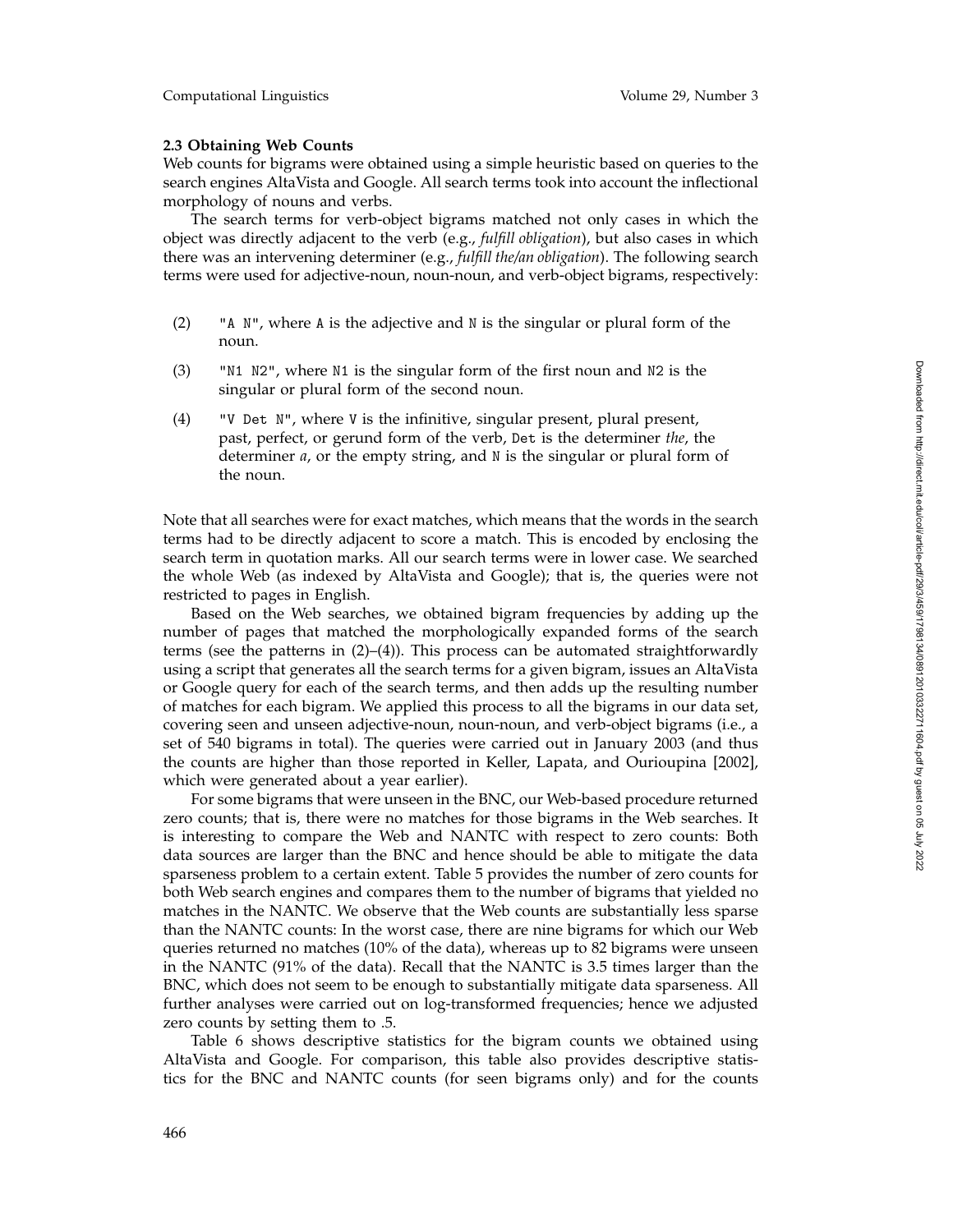### 2.3 Obtaining Web Counts

Web counts for bigrams were obtained using a simple heuristic based on queries to the search engines AltaVista and Google. All search terms took into account the inflectional morphology of nouns and verbs.

The search terms for verb-object bigrams matched not only cases in which the object was directly adjacent to the verb (e.g., *fulfill obligation*), but also cases in which there was an intervening determiner (e.g., *fulfill the/an obligation*). The following search terms were used for adjective-noun, noun-noun, and verb-object bigrams, respectively:

(2) `"A N"`, where `A` is the adjective and `N` is the singular or plural form of the noun.

(3) `"N1 N2"`, where `N1` is the singular form of the first noun and `N2` is the singular or plural form of the second noun.

(4) `"V Det N"`, where `V` is the infinitive, singular present, plural present, past, perfect, or gerund form of the verb, `Det` is the determiner *the*, the determiner *a*, or the empty string, and `N` is the singular or plural form of the noun.

Note that all searches were for exact matches, which means that the words in the search terms had to be directly adjacent to score a match. This is encoded by enclosing the search term in quotation marks. All our search terms were in lower case. We searched the whole Web (as indexed by AltaVista and Google); that is, the queries were not restricted to pages in English.

Based on the Web searches, we obtained bigram frequencies by adding up the number of pages that matched the morphologically expanded forms of the search terms (see the patterns in (2)–(4)). This process can be automated straightforwardly using a script that generates all the search terms for a given bigram, issues an AltaVista or Google query for each of the search terms, and then adds up the resulting number of matches for each bigram. We applied this process to all the bigrams in our data set, covering seen and unseen adjective-noun, noun-noun, and verb-object bigrams (i.e., a set of 540 bigrams in total). The queries were carried out in January 2003 (and thus the counts are higher than those reported in Keller, Lapata, and Ourioupina [2002], which were generated about a year earlier).

For some bigrams that were unseen in the BNC, our Web-based procedure returned zero counts; that is, there were no matches for those bigrams in the Web searches. It is interesting to compare the Web and NANTC with respect to zero counts: Both data sources are larger than the BNC and hence should be able to mitigate the data sparseness problem to a certain extent. Table 5 provides the number of zero counts for both Web search engines and compares them to the number of bigrams that yielded no matches in the NANTC. We observe that the Web counts are substantially less sparse than the NANTC counts: In the worst case, there are nine bigrams for which our Web queries returned no matches (10% of the data), whereas up to 82 bigrams were unseen in the NANTC (91% of the data). Recall that the NANTC is 3.5 times larger than the BNC, which does not seem to be enough to substantially mitigate data sparseness. All further analyses were carried out on log-transformed frequencies; hence we adjusted zero counts by setting them to .5.

Table 6 shows descriptive statistics for the bigram counts we obtained using AltaVista and Google. For comparison, this table also provides descriptive statistics for the BNC and NANTC counts (for seen bigrams only) and for the counts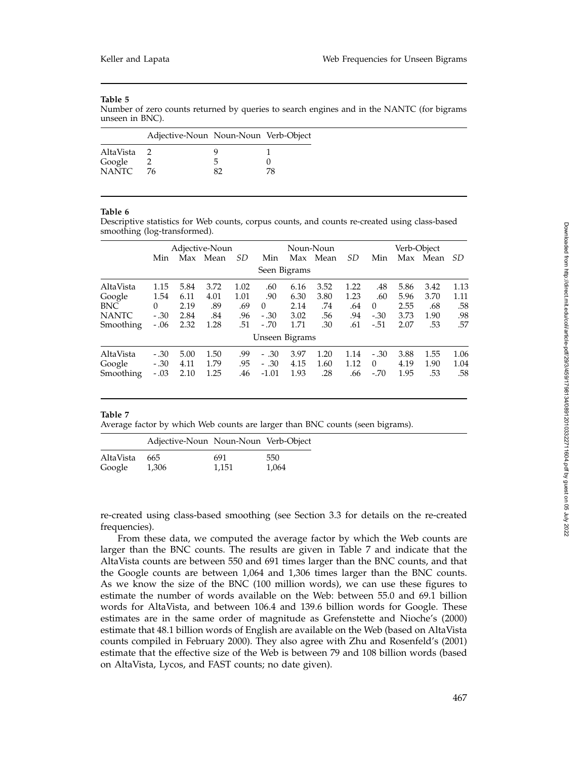**Table 5**
Number of zero counts returned by queries to search engines and in the NANTC (for bigrams unseen in BNC).

| | Adjective-Noun | Noun-Noun | Verb-Object |
|---|---|---|---|
| AltaVista | 2 | 9 | 1 |
| Google | 2 | 5 | 0 |
| NANTC | 76 | 82 | 78 |

**Table 6**
Descriptive statistics for Web counts, corpus counts, and counts re-created using class-based smoothing (log-transformed).

| | Adjective-Noun | | | | Noun-Noun | | | | Verb-Object | | | |
|---|---|---|---|---|---|---|---|---|---|---|---|---|
| | Min | Max | Mean | *SD* | Min | Max | Mean | *SD* | Min | Max | Mean | *SD* |
| | | | | | Seen Bigrams | | | | | | | |
| AltaVista | 1.15 | 5.84 | 3.72 | 1.02 | .60 | 6.16 | 3.52 | 1.22 | .48 | 5.86 | 3.42 | 1.13 |
| Google | 1.54 | 6.11 | 4.01 | 1.01 | .90 | 6.30 | 3.80 | 1.23 | .60 | 5.96 | 3.70 | 1.11 |
| BNC | 0 | 2.19 | .89 | .69 | 0 | 2.14 | .74 | .64 | 0 | 2.55 | .68 | .58 |
| NANTC | −.30 | 2.84 | .84 | .96 | −.30 | 3.02 | .56 | .94 | −.30 | 3.73 | 1.90 | .98 |
| Smoothing | −.06 | 2.32 | 1.28 | .51 | −.70 | 1.71 | .30 | .61 | −.51 | 2.07 | .53 | .57 |
| | | | | | Unseen Bigrams | | | | | | | |
| AltaVista | −.30 | 5.00 | 1.50 | .99 | −.30 | 3.97 | 1.20 | 1.14 | −.30 | 3.88 | 1.55 | 1.06 |
| Google | −.30 | 4.11 | 1.79 | .95 | −.30 | 4.15 | 1.60 | 1.12 | 0 | 4.19 | 1.90 | 1.04 |
| Smoothing | −.03 | 2.10 | 1.25 | .46 | −1.01 | 1.93 | .28 | .66 | −.70 | 1.95 | .53 | .58 |

**Table 7**
Average factor by which Web counts are larger than BNC counts (seen bigrams).

| | Adjective-Noun | Noun-Noun | Verb-Object |
|---|---|---|---|
| AltaVista | 665 | 691 | 550 |
| Google | 1,306 | 1,151 | 1,064 |

re-created using class-based smoothing (see Section 3.3 for details on the re-created frequencies).

From these data, we computed the average factor by which the Web counts are larger than the BNC counts. The results are given in Table 7 and indicate that the AltaVista counts are between 550 and 691 times larger than the BNC counts, and that the Google counts are between 1,064 and 1,306 times larger than the BNC counts. As we know the size of the BNC (100 million words), we can use these figures to estimate the number of words available on the Web: between 55.0 and 69.1 billion words for AltaVista, and between 106.4 and 139.6 billion words for Google. These estimates are in the same order of magnitude as Grefenstette and Nioche's (2000) estimate that 48.1 billion words of English are available on the Web (based on AltaVista counts compiled in February 2000). They also agree with Zhu and Rosenfeld's (2001) estimate that the effective size of the Web is between 79 and 108 billion words (based on AltaVista, Lycos, and FAST counts; no date given).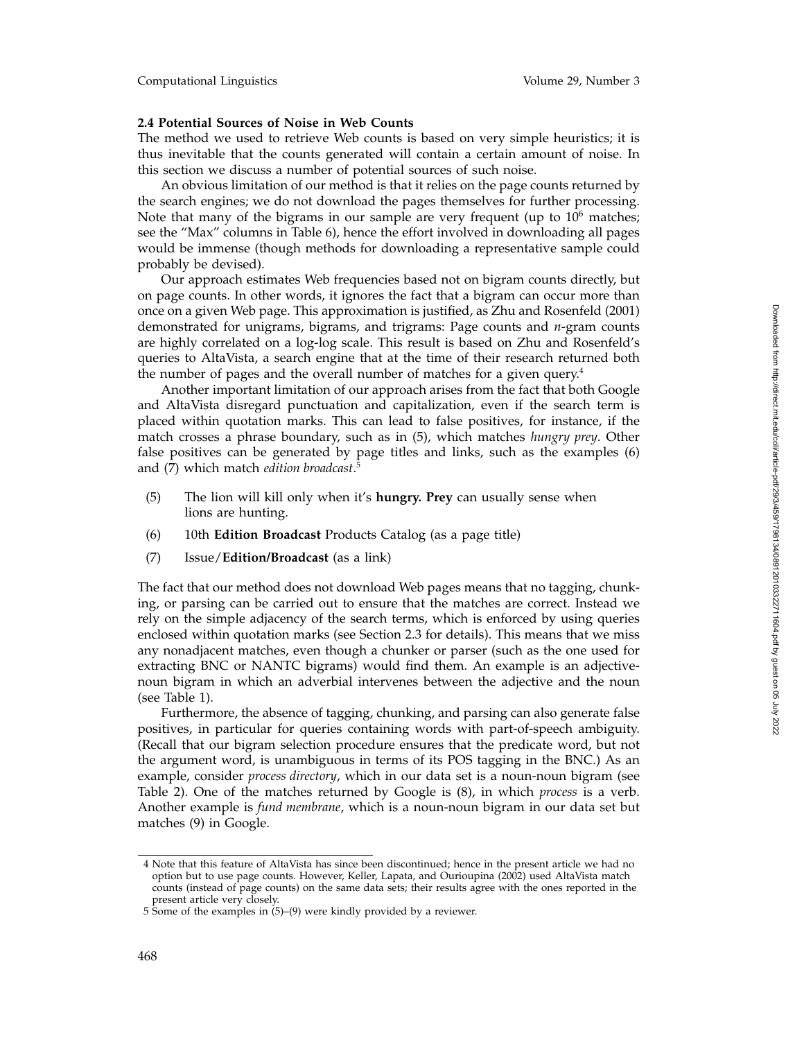### 2.4 Potential Sources of Noise in Web Counts

The method we used to retrieve Web counts is based on very simple heuristics; it is thus inevitable that the counts generated will contain a certain amount of noise. In this section we discuss a number of potential sources of such noise.

An obvious limitation of our method is that it relies on the page counts returned by the search engines; we do not download the pages themselves for further processing. Note that many of the bigrams in our sample are very frequent (up to $10^6$ matches; see the "Max" columns in Table 6), hence the effort involved in downloading all pages would be immense (though methods for downloading a representative sample could probably be devised).

Our approach estimates Web frequencies based not on bigram counts directly, but on page counts. In other words, it ignores the fact that a bigram can occur more than once on a given Web page. This approximation is justified, as Zhu and Rosenfeld (2001) demonstrated for unigrams, bigrams, and trigrams: Page counts and *n*-gram counts are highly correlated on a log-log scale. This result is based on Zhu and Rosenfeld's queries to AltaVista, a search engine that at the time of their research returned both the number of pages and the overall number of matches for a given query.[4]

Another important limitation of our approach arises from the fact that both Google and AltaVista disregard punctuation and capitalization, even if the search term is placed within quotation marks. This can lead to false positives, for instance, if the match crosses a phrase boundary, such as in (5), which matches *hungry prey*. Other false positives can be generated by page titles and links, such as the examples (6) and (7) which match *edition broadcast*.[5]

(5) The lion will kill only when it's **hungry. Prey** can usually sense when lions are hunting.

(6) 10th **Edition Broadcast** Products Catalog (as a page title)

(7) Issue/**Edition/Broadcast** (as a link)

The fact that our method does not download Web pages means that no tagging, chunking, or parsing can be carried out to ensure that the matches are correct. Instead we rely on the simple adjacency of the search terms, which is enforced by using queries enclosed within quotation marks (see Section 2.3 for details). This means that we miss any nonadjacent matches, even though a chunker or parser (such as the one used for extracting BNC or NANTC bigrams) would find them. An example is an adjective-noun bigram in which an adverbial intervenes between the adjective and the noun (see Table 1).

Furthermore, the absence of tagging, chunking, and parsing can also generate false positives, in particular for queries containing words with part-of-speech ambiguity. (Recall that our bigram selection procedure ensures that the predicate word, but not the argument word, is unambiguous in terms of its POS tagging in the BNC.) As an example, consider *process directory*, which in our data set is a noun-noun bigram (see Table 2). One of the matches returned by Google is (8), in which *process* is a verb. Another example is *fund membrane*, which is a noun-noun bigram in our data set but matches (9) in Google.

---

4 Note that this feature of AltaVista has since been discontinued; hence in the present article we had no option but to use page counts. However, Keller, Lapata, and Ourioupina (2002) used AltaVista match counts (instead of page counts) on the same data sets; their results agree with the ones reported in the present article very closely.

5 Some of the examples in (5)–(9) were kindly provided by a reviewer.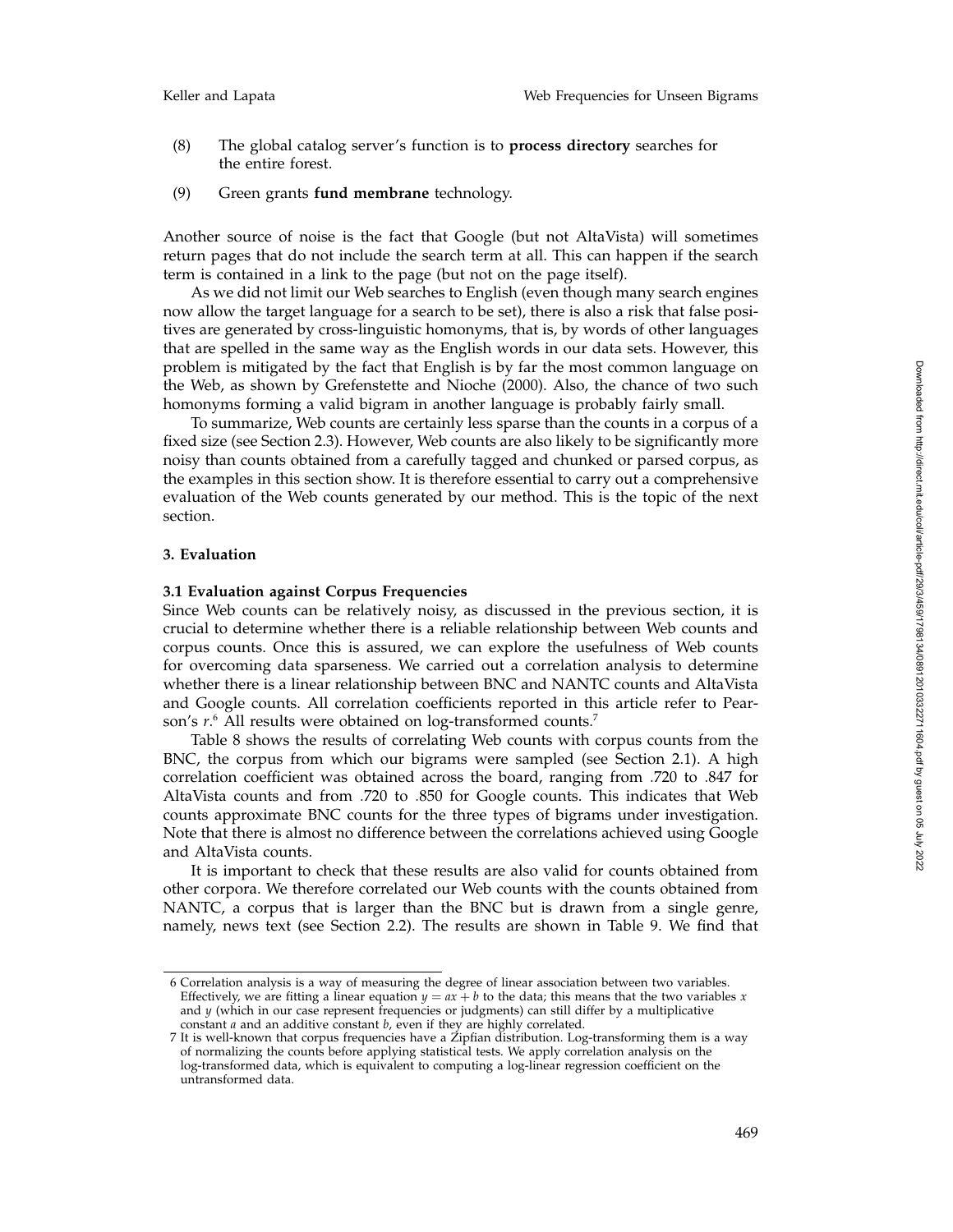(8) The global catalog server's function is to **process directory** searches for the entire forest.

(9) Green grants **fund membrane** technology.

Another source of noise is the fact that Google (but not AltaVista) will sometimes return pages that do not include the search term at all. This can happen if the search term is contained in a link to the page (but not on the page itself).

As we did not limit our Web searches to English (even though many search engines now allow the target language for a search to be set), there is also a risk that false positives are generated by cross-linguistic homonyms, that is, by words of other languages that are spelled in the same way as the English words in our data sets. However, this problem is mitigated by the fact that English is by far the most common language on the Web, as shown by Grefenstette and Nioche (2000). Also, the chance of two such homonyms forming a valid bigram in another language is probably fairly small.

To summarize, Web counts are certainly less sparse than the counts in a corpus of a fixed size (see Section 2.3). However, Web counts are also likely to be significantly more noisy than counts obtained from a carefully tagged and chunked or parsed corpus, as the examples in this section show. It is therefore essential to carry out a comprehensive evaluation of the Web counts generated by our method. This is the topic of the next section.

## 3. Evaluation

### 3.1 Evaluation against Corpus Frequencies

Since Web counts can be relatively noisy, as discussed in the previous section, it is crucial to determine whether there is a reliable relationship between Web counts and corpus counts. Once this is assured, we can explore the usefulness of Web counts for overcoming data sparseness. We carried out a correlation analysis to determine whether there is a linear relationship between BNC and NANTC counts and AltaVista and Google counts. All correlation coefficients reported in this article refer to Pearson's *r*.[6] All results were obtained on log-transformed counts.[7]

Table 8 shows the results of correlating Web counts with corpus counts from the BNC, the corpus from which our bigrams were sampled (see Section 2.1). A high correlation coefficient was obtained across the board, ranging from .720 to .847 for AltaVista counts and from .720 to .850 for Google counts. This indicates that Web counts approximate BNC counts for the three types of bigrams under investigation. Note that there is almost no difference between the correlations achieved using Google and AltaVista counts.

It is important to check that these results are also valid for counts obtained from other corpora. We therefore correlated our Web counts with the counts obtained from NANTC, a corpus that is larger than the BNC but is drawn from a single genre, namely, news text (see Section 2.2). The results are shown in Table 9. We find that

---

6 Correlation analysis is a way of measuring the degree of linear association between two variables. Effectively, we are fitting a linear equation $y = ax + b$ to the data; this means that the two variables $x$ and $y$ (which in our case represent frequencies or judgments) can still differ by a multiplicative constant $a$ and an additive constant $b$, even if they are highly correlated.

7 It is well-known that corpus frequencies have a Zipfian distribution. Log-transforming them is a way of normalizing the counts before applying statistical tests. We apply correlation analysis on the log-transformed data, which is equivalent to computing a log-linear regression coefficient on the untransformed data.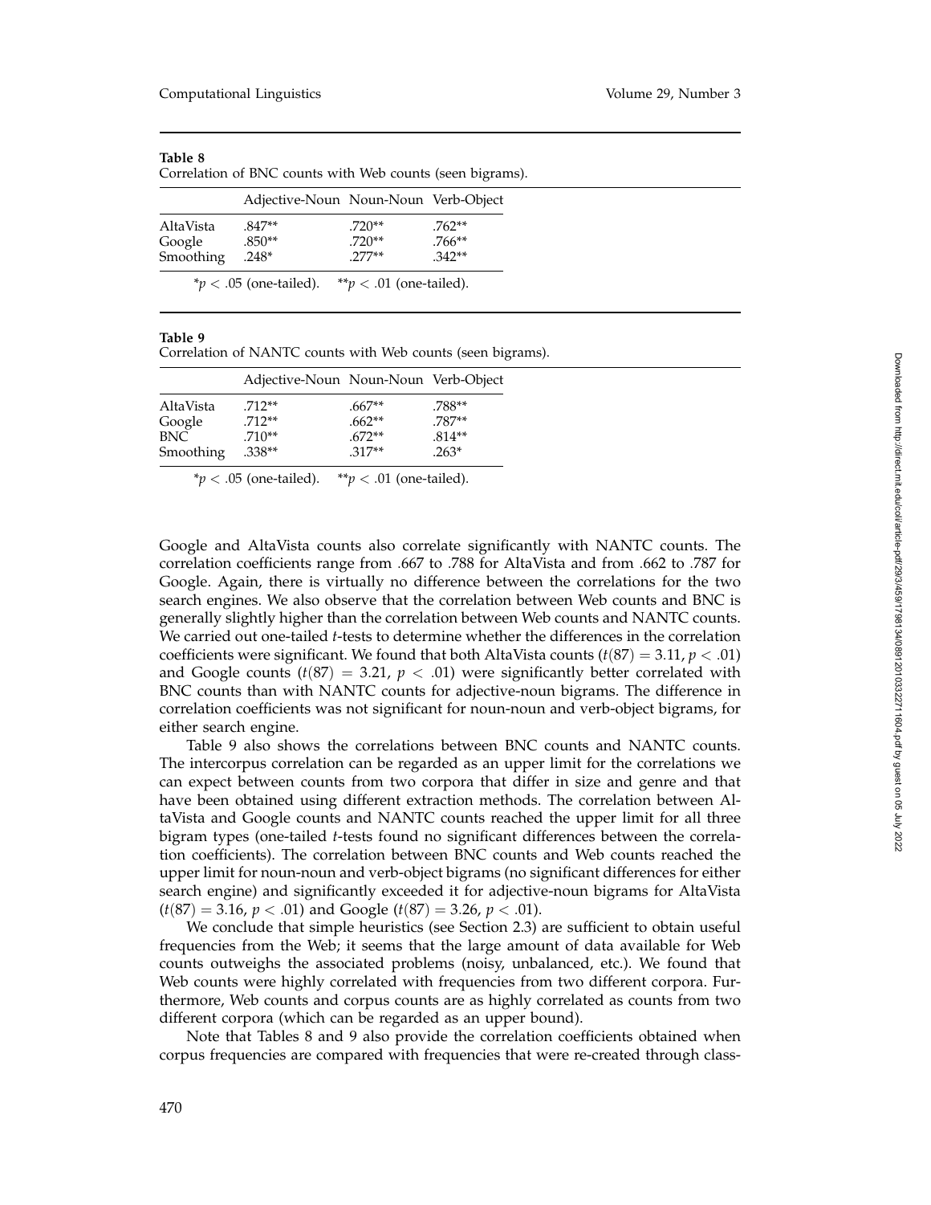**Table 8**
Correlation of BNC counts with Web counts (seen bigrams).

| | Adjective-Noun | Noun-Noun | Verb-Object |
|---|---|---|---|
| AltaVista | .847** | .720** | .762** |
| Google | .850** | .720** | .766** |
| Smoothing | .248* | .277** | .342** |

*$p < .05$ (one-tailed). **$p < .01$ (one-tailed).

**Table 9**
Correlation of NANTC counts with Web counts (seen bigrams).

| | Adjective-Noun | Noun-Noun | Verb-Object |
|---|---|---|---|
| AltaVista | .712** | .667** | .788** |
| Google | .712** | .662** | .787** |
| BNC | .710** | .672** | .814** |
| Smoothing | .338** | .317** | .263* |

*$p < .05$ (one-tailed). **$p < .01$ (one-tailed).

Google and AltaVista counts also correlate significantly with NANTC counts. The correlation coefficients range from .667 to .788 for AltaVista and from .662 to .787 for Google. Again, there is virtually no difference between the correlations for the two search engines. We also observe that the correlation between Web counts and BNC is generally slightly higher than the correlation between Web counts and NANTC counts. We carried out one-tailed *t*-tests to determine whether the differences in the correlation coefficients were significant. We found that both AltaVista counts ($t(87) = 3.11$, $p < .01$) and Google counts ($t(87) = 3.21$, $p < .01$) were significantly better correlated with BNC counts than with NANTC counts for adjective-noun bigrams. The difference in correlation coefficients was not significant for noun-noun and verb-object bigrams, for either search engine.

Table 9 also shows the correlations between BNC counts and NANTC counts. The intercorpus correlation can be regarded as an upper limit for the correlations we can expect between counts from two corpora that differ in size and genre and that have been obtained using different extraction methods. The correlation between AltaVista and Google counts and NANTC counts reached the upper limit for all three bigram types (one-tailed *t*-tests found no significant differences between the correlation coefficients). The correlation between BNC counts and Web counts reached the upper limit for noun-noun and verb-object bigrams (no significant differences for either search engine) and significantly exceeded it for adjective-noun bigrams for AltaVista ($t(87) = 3.16$, $p < .01$) and Google ($t(87) = 3.26$, $p < .01$).

We conclude that simple heuristics (see Section 2.3) are sufficient to obtain useful frequencies from the Web; it seems that the large amount of data available for Web counts outweighs the associated problems (noisy, unbalanced, etc.). We found that Web counts were highly correlated with frequencies from two different corpora. Furthermore, Web counts and corpus counts are as highly correlated as counts from two different corpora (which can be regarded as an upper bound).

Note that Tables 8 and 9 also provide the correlation coefficients obtained when corpus frequencies are compared with frequencies that were re-created through class-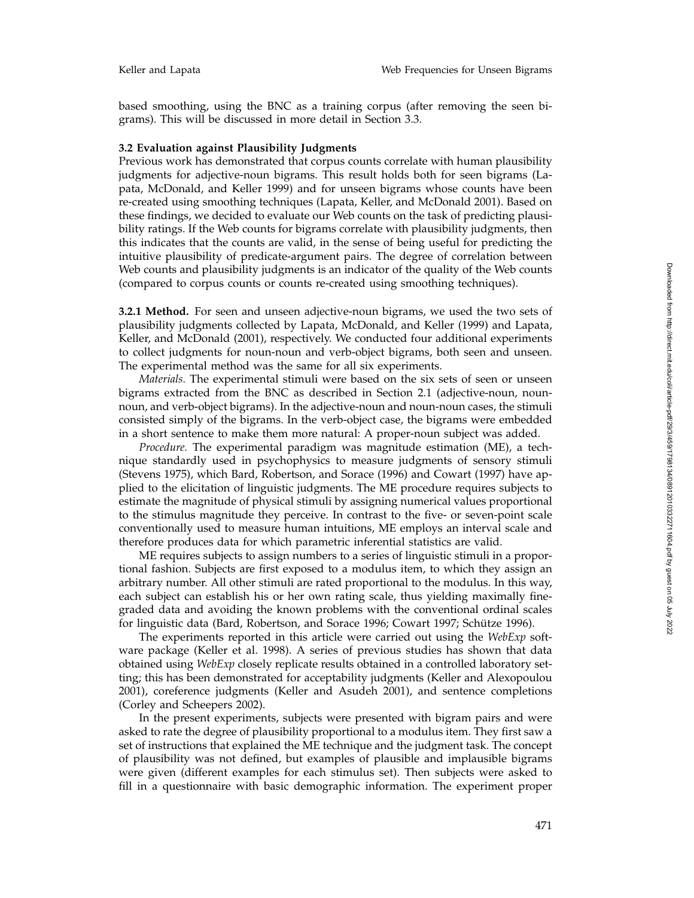based smoothing, using the BNC as a training corpus (after removing the seen bigrams). This will be discussed in more detail in Section 3.3.

### 3.2 Evaluation against Plausibility Judgments

Previous work has demonstrated that corpus counts correlate with human plausibility judgments for adjective-noun bigrams. This result holds both for seen bigrams (Lapata, McDonald, and Keller 1999) and for unseen bigrams whose counts have been re-created using smoothing techniques (Lapata, Keller, and McDonald 2001). Based on these findings, we decided to evaluate our Web counts on the task of predicting plausibility ratings. If the Web counts for bigrams correlate with plausibility judgments, then this indicates that the counts are valid, in the sense of being useful for predicting the intuitive plausibility of predicate-argument pairs. The degree of correlation between Web counts and plausibility judgments is an indicator of the quality of the Web counts (compared to corpus counts or counts re-created using smoothing techniques).

**3.2.1 Method.** For seen and unseen adjective-noun bigrams, we used the two sets of plausibility judgments collected by Lapata, McDonald, and Keller (1999) and Lapata, Keller, and McDonald (2001), respectively. We conducted four additional experiments to collect judgments for noun-noun and verb-object bigrams, both seen and unseen. The experimental method was the same for all six experiments.

*Materials.* The experimental stimuli were based on the six sets of seen or unseen bigrams extracted from the BNC as described in Section 2.1 (adjective-noun, noun-noun, and verb-object bigrams). In the adjective-noun and noun-noun cases, the stimuli consisted simply of the bigrams. In the verb-object case, the bigrams were embedded in a short sentence to make them more natural: A proper-noun subject was added.

*Procedure.* The experimental paradigm was magnitude estimation (ME), a technique standardly used in psychophysics to measure judgments of sensory stimuli (Stevens 1975), which Bard, Robertson, and Sorace (1996) and Cowart (1997) have applied to the elicitation of linguistic judgments. The ME procedure requires subjects to estimate the magnitude of physical stimuli by assigning numerical values proportional to the stimulus magnitude they perceive. In contrast to the five- or seven-point scale conventionally used to measure human intuitions, ME employs an interval scale and therefore produces data for which parametric inferential statistics are valid.

ME requires subjects to assign numbers to a series of linguistic stimuli in a proportional fashion. Subjects are first exposed to a modulus item, to which they assign an arbitrary number. All other stimuli are rated proportional to the modulus. In this way, each subject can establish his or her own rating scale, thus yielding maximally fine-graded data and avoiding the known problems with the conventional ordinal scales for linguistic data (Bard, Robertson, and Sorace 1996; Cowart 1997; Schütze 1996).

The experiments reported in this article were carried out using the *WebExp* software package (Keller et al. 1998). A series of previous studies has shown that data obtained using *WebExp* closely replicate results obtained in a controlled laboratory setting; this has been demonstrated for acceptability judgments (Keller and Alexopoulou 2001), coreference judgments (Keller and Asudeh 2001), and sentence completions (Corley and Scheepers 2002).

In the present experiments, subjects were presented with bigram pairs and were asked to rate the degree of plausibility proportional to a modulus item. They first saw a set of instructions that explained the ME technique and the judgment task. The concept of plausibility was not defined, but examples of plausible and implausible bigrams were given (different examples for each stimulus set). Then subjects were asked to fill in a questionnaire with basic demographic information. The experiment proper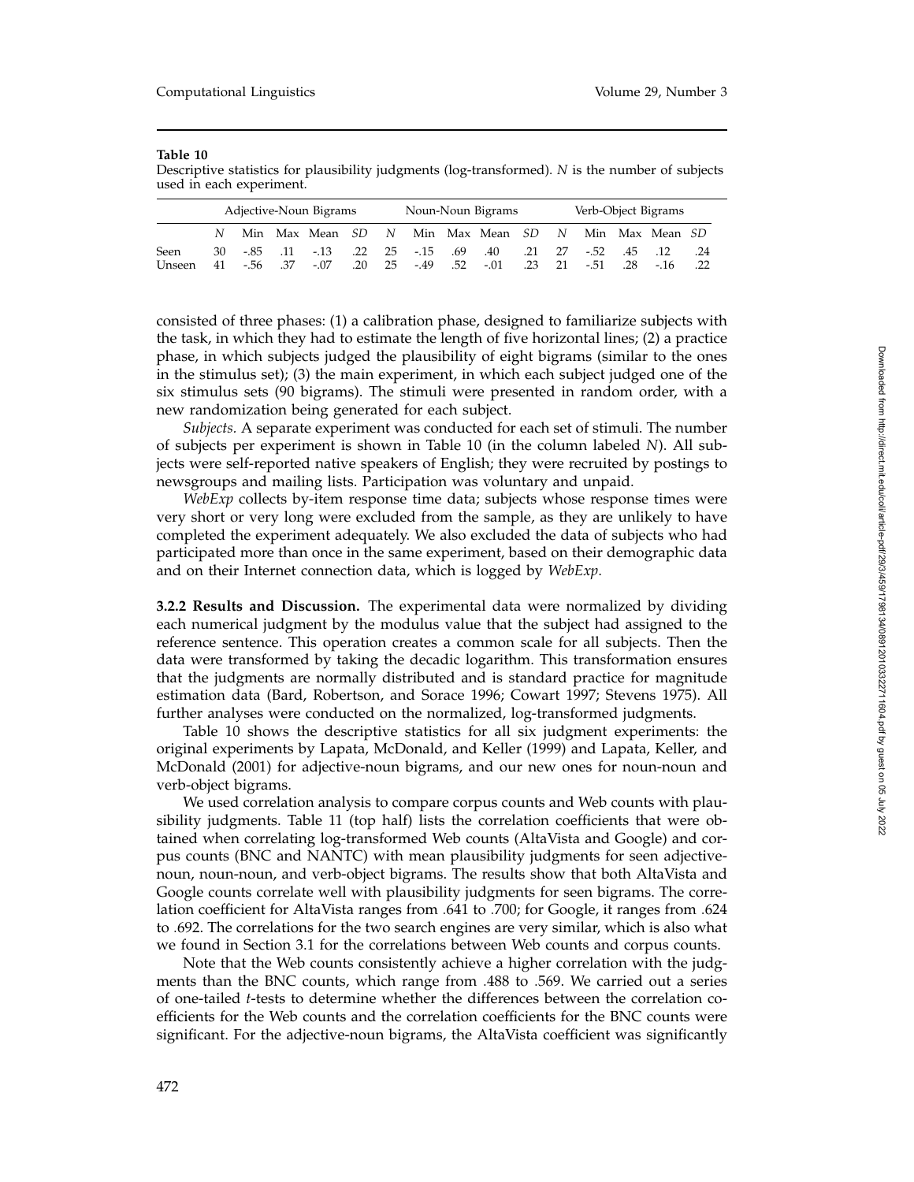**Table 10**

Descriptive statistics for plausibility judgments (log-transformed). *N* is the number of subjects used in each experiment.

| | Adjective-Noun Bigrams | | | | | Noun-Noun Bigrams | | | | | Verb-Object Bigrams | | | | |
|---|---|---|---|---|---|---|---|---|---|---|---|---|---|---|---|
| | *N* | Min | Max | Mean | *SD* | *N* | Min | Max | Mean | *SD* | *N* | Min | Max | Mean | *SD* |
| Seen | 30 | -.85 | .11 | -.13 | .22 | 25 | -.15 | .69 | .40 | .21 | 27 | -.52 | .45 | .12 | .24 |
| Unseen | 41 | -.56 | .37 | -.07 | .20 | 25 | -.49 | .52 | -.01 | .23 | 21 | -.51 | .28 | -.16 | .22 |

consisted of three phases: (1) a calibration phase, designed to familiarize subjects with the task, in which they had to estimate the length of five horizontal lines; (2) a practice phase, in which subjects judged the plausibility of eight bigrams (similar to the ones in the stimulus set); (3) the main experiment, in which each subject judged one of the six stimulus sets (90 bigrams). The stimuli were presented in random order, with a new randomization being generated for each subject.

*Subjects.* A separate experiment was conducted for each set of stimuli. The number of subjects per experiment is shown in Table 10 (in the column labeled *N*). All subjects were self-reported native speakers of English; they were recruited by postings to newsgroups and mailing lists. Participation was voluntary and unpaid.

*WebExp* collects by-item response time data; subjects whose response times were very short or very long were excluded from the sample, as they are unlikely to have completed the experiment adequately. We also excluded the data of subjects who had participated more than once in the same experiment, based on their demographic data and on their Internet connection data, which is logged by *WebExp*.

**3.2.2 Results and Discussion.** The experimental data were normalized by dividing each numerical judgment by the modulus value that the subject had assigned to the reference sentence. This operation creates a common scale for all subjects. Then the data were transformed by taking the decadic logarithm. This transformation ensures that the judgments are normally distributed and is standard practice for magnitude estimation data (Bard, Robertson, and Sorace 1996; Cowart 1997; Stevens 1975). All further analyses were conducted on the normalized, log-transformed judgments.

Table 10 shows the descriptive statistics for all six judgment experiments: the original experiments by Lapata, McDonald, and Keller (1999) and Lapata, Keller, and McDonald (2001) for adjective-noun bigrams, and our new ones for noun-noun and verb-object bigrams.

We used correlation analysis to compare corpus counts and Web counts with plausibility judgments. Table 11 (top half) lists the correlation coefficients that were obtained when correlating log-transformed Web counts (AltaVista and Google) and corpus counts (BNC and NANTC) with mean plausibility judgments for seen adjective-noun, noun-noun, and verb-object bigrams. The results show that both AltaVista and Google counts correlate well with plausibility judgments for seen bigrams. The correlation coefficient for AltaVista ranges from .641 to .700; for Google, it ranges from .624 to .692. The correlations for the two search engines are very similar, which is also what we found in Section 3.1 for the correlations between Web counts and corpus counts.

Note that the Web counts consistently achieve a higher correlation with the judgments than the BNC counts, which range from .488 to .569. We carried out a series of one-tailed *t*-tests to determine whether the differences between the correlation coefficients for the Web counts and the correlation coefficients for the BNC counts were significant. For the adjective-noun bigrams, the AltaVista coefficient was significantly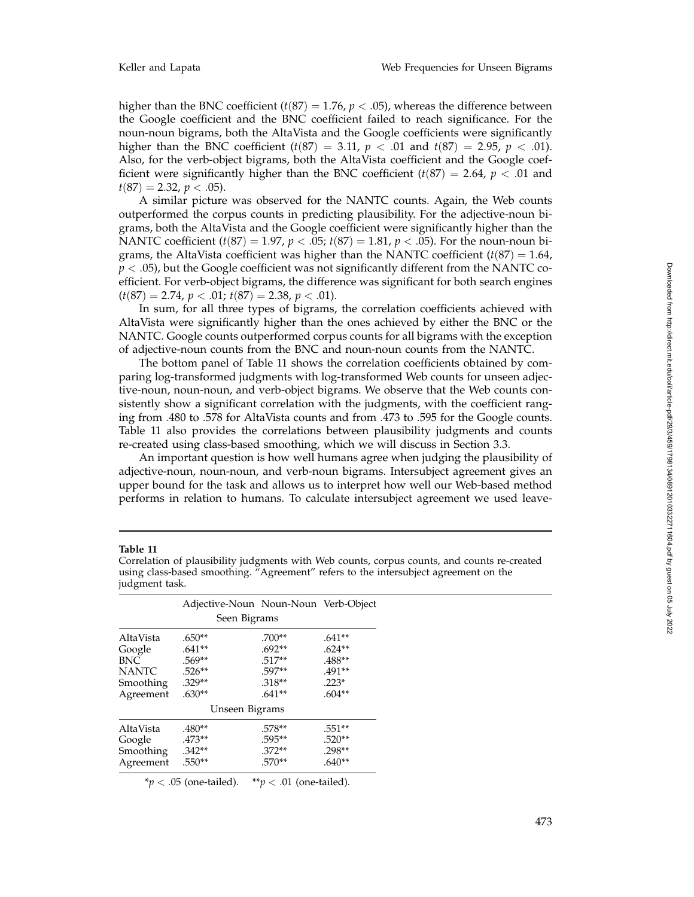higher than the BNC coefficient ($t(87) = 1.76$, $p < .05$), whereas the difference between the Google coefficient and the BNC coefficient failed to reach significance. For the noun-noun bigrams, both the AltaVista and the Google coefficients were significantly higher than the BNC coefficient ($t(87) = 3.11$, $p < .01$ and $t(87) = 2.95$, $p < .01$). Also, for the verb-object bigrams, both the AltaVista coefficient and the Google coefficient were significantly higher than the BNC coefficient ($t(87) = 2.64$, $p < .01$ and $t(87) = 2.32$, $p < .05$).

A similar picture was observed for the NANTC counts. Again, the Web counts outperformed the corpus counts in predicting plausibility. For the adjective-noun bigrams, both the AltaVista and the Google coefficient were significantly higher than the NANTC coefficient ($t(87) = 1.97$, $p < .05$; $t(87) = 1.81$, $p < .05$). For the noun-noun bigrams, the AltaVista coefficient was higher than the NANTC coefficient ($t(87) = 1.64$, $p < .05$), but the Google coefficient was not significantly different from the NANTC coefficient. For verb-object bigrams, the difference was significant for both search engines ($t(87) = 2.74$, $p < .01$; $t(87) = 2.38$, $p < .01$).

In sum, for all three types of bigrams, the correlation coefficients achieved with AltaVista were significantly higher than the ones achieved by either the BNC or the NANTC. Google counts outperformed corpus counts for all bigrams with the exception of adjective-noun counts from the BNC and noun-noun counts from the NANTC.

The bottom panel of Table 11 shows the correlation coefficients obtained by comparing log-transformed judgments with log-transformed Web counts for unseen adjective-noun, noun-noun, and verb-object bigrams. We observe that the Web counts consistently show a significant correlation with the judgments, with the coefficient ranging from .480 to .578 for AltaVista counts and from .473 to .595 for the Google counts. Table 11 also provides the correlations between plausibility judgments and counts re-created using class-based smoothing, which we will discuss in Section 3.3.

An important question is how well humans agree when judging the plausibility of adjective-noun, noun-noun, and verb-noun bigrams. Intersubject agreement gives an upper bound for the task and allows us to interpret how well our Web-based method performs in relation to humans. To calculate intersubject agreement we used leave-

**Table 11**

Correlation of plausibility judgments with Web counts, corpus counts, and counts re-created using class-based smoothing. "Agreement" refers to the intersubject agreement on the judgment task.

| | Adjective-Noun | Noun-Noun | Verb-Object |
|---|---|---|---|
| | **Seen Bigrams** | | |
| AltaVista | .650** | .700** | .641** |
| Google | .641** | .692** | .624** |
| BNC | .569** | .517** | .488** |
| NANTC | .526** | .597** | .491** |
| Smoothing | .329** | .318** | .223* |
| Agreement | .630** | .641** | .604** |
| | **Unseen Bigrams** | | |
| AltaVista | .480** | .578** | .551** |
| Google | .473** | .595** | .520** |
| Smoothing | .342** | .372** | .298** |
| Agreement | .550** | .570** | .640** |

*$p < .05$ (one-tailed). **$p < .01$ (one-tailed).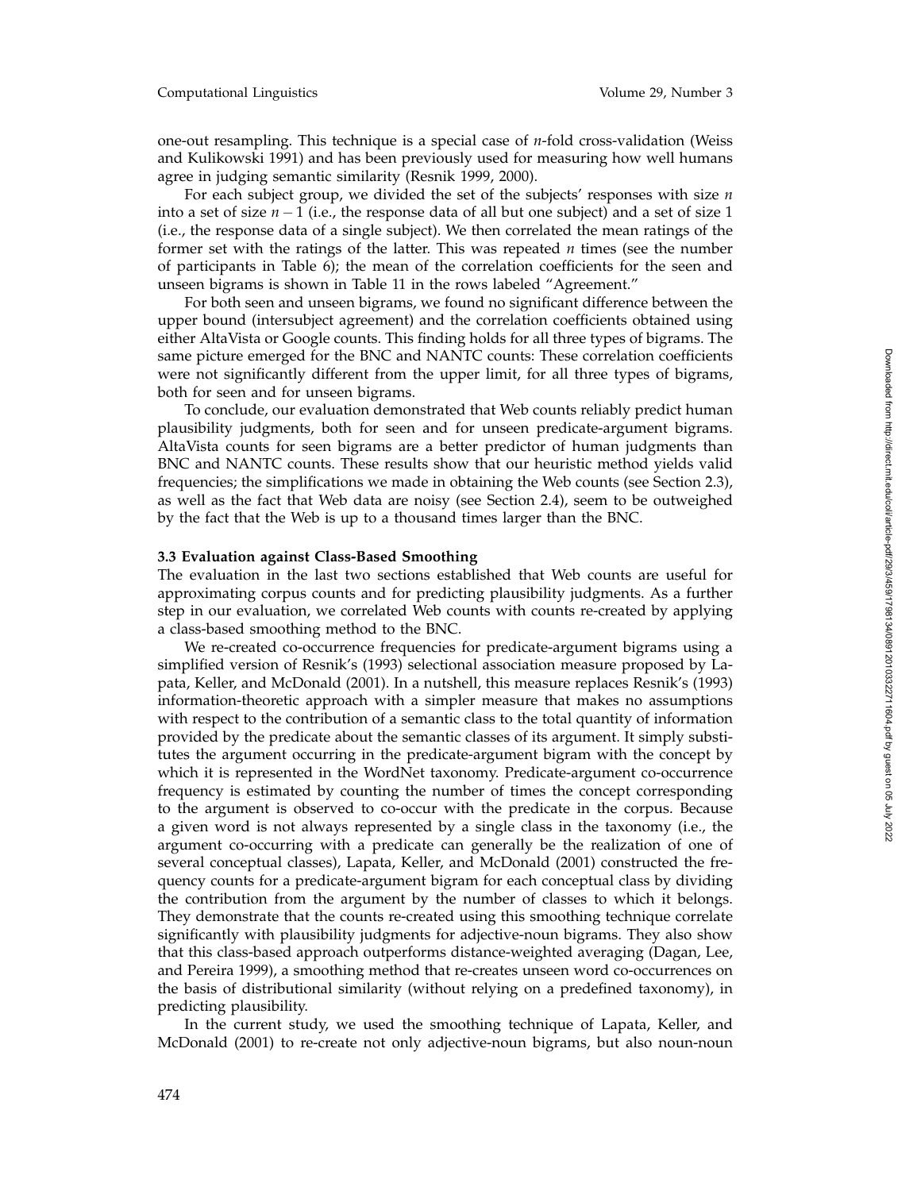one-out resampling. This technique is a special case of $n$-fold cross-validation (Weiss and Kulikowski 1991) and has been previously used for measuring how well humans agree in judging semantic similarity (Resnik 1999, 2000).

For each subject group, we divided the set of the subjects' responses with size $n$ into a set of size $n - 1$ (i.e., the response data of all but one subject) and a set of size 1 (i.e., the response data of a single subject). We then correlated the mean ratings of the former set with the ratings of the latter. This was repeated $n$ times (see the number of participants in Table 6); the mean of the correlation coefficients for the seen and unseen bigrams is shown in Table 11 in the rows labeled "Agreement."

For both seen and unseen bigrams, we found no significant difference between the upper bound (intersubject agreement) and the correlation coefficients obtained using either AltaVista or Google counts. This finding holds for all three types of bigrams. The same picture emerged for the BNC and NANTC counts: These correlation coefficients were not significantly different from the upper limit, for all three types of bigrams, both for seen and for unseen bigrams.

To conclude, our evaluation demonstrated that Web counts reliably predict human plausibility judgments, both for seen and for unseen predicate-argument bigrams. AltaVista counts for seen bigrams are a better predictor of human judgments than BNC and NANTC counts. These results show that our heuristic method yields valid frequencies; the simplifications we made in obtaining the Web counts (see Section 2.3), as well as the fact that Web data are noisy (see Section 2.4), seem to be outweighed by the fact that the Web is up to a thousand times larger than the BNC.

### 3.3 Evaluation against Class-Based Smoothing

The evaluation in the last two sections established that Web counts are useful for approximating corpus counts and for predicting plausibility judgments. As a further step in our evaluation, we correlated Web counts with counts re-created by applying a class-based smoothing method to the BNC.

We re-created co-occurrence frequencies for predicate-argument bigrams using a simplified version of Resnik's (1993) selectional association measure proposed by Lapata, Keller, and McDonald (2001). In a nutshell, this measure replaces Resnik's (1993) information-theoretic approach with a simpler measure that makes no assumptions with respect to the contribution of a semantic class to the total quantity of information provided by the predicate about the semantic classes of its argument. It simply substitutes the argument occurring in the predicate-argument bigram with the concept by which it is represented in the WordNet taxonomy. Predicate-argument co-occurrence frequency is estimated by counting the number of times the concept corresponding to the argument is observed to co-occur with the predicate in the corpus. Because a given word is not always represented by a single class in the taxonomy (i.e., the argument co-occurring with a predicate can generally be the realization of one of several conceptual classes), Lapata, Keller, and McDonald (2001) constructed the frequency counts for a predicate-argument bigram for each conceptual class by dividing the contribution from the argument by the number of classes to which it belongs. They demonstrate that the counts re-created using this smoothing technique correlate significantly with plausibility judgments for adjective-noun bigrams. They also show that this class-based approach outperforms distance-weighted averaging (Dagan, Lee, and Pereira 1999), a smoothing method that re-creates unseen word co-occurrences on the basis of distributional similarity (without relying on a predefined taxonomy), in predicting plausibility.

In the current study, we used the smoothing technique of Lapata, Keller, and McDonald (2001) to re-create not only adjective-noun bigrams, but also noun-noun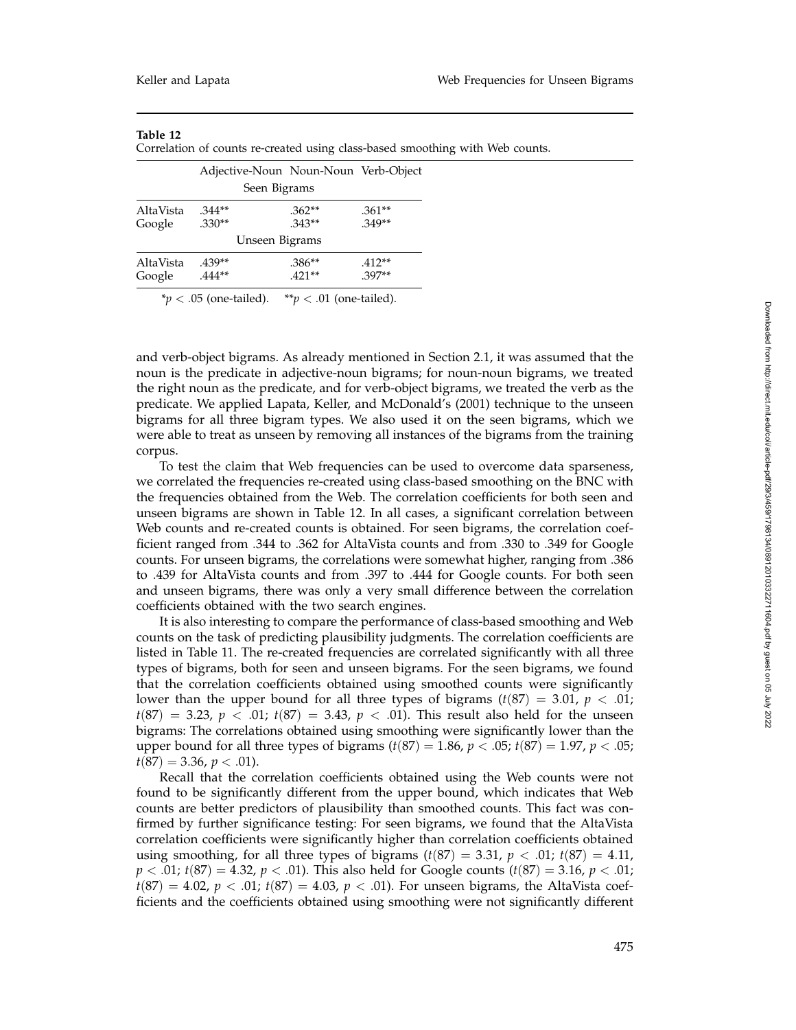**Table 12**
Correlation of counts re-created using class-based smoothing with Web counts.

| | Adjective-Noun | Noun-Noun | Verb-Object |
|---|---|---|---|
| | Seen Bigrams | | |
| AltaVista | .344** | .362** | .361** |
| Google | .330** | .343** | .349** |
| | Unseen Bigrams | | |
| AltaVista | .439** | .386** | .412** |
| Google | .444** | .421** | .397** |

*$p < .05$ (one-tailed). **$p < .01$ (one-tailed).

and verb-object bigrams. As already mentioned in Section 2.1, it was assumed that the noun is the predicate in adjective-noun bigrams; for noun-noun bigrams, we treated the right noun as the predicate, and for verb-object bigrams, we treated the verb as the predicate. We applied Lapata, Keller, and McDonald's (2001) technique to the unseen bigrams for all three bigram types. We also used it on the seen bigrams, which we were able to treat as unseen by removing all instances of the bigrams from the training corpus.

To test the claim that Web frequencies can be used to overcome data sparseness, we correlated the frequencies re-created using class-based smoothing on the BNC with the frequencies obtained from the Web. The correlation coefficients for both seen and unseen bigrams are shown in Table 12. In all cases, a significant correlation between Web counts and re-created counts is obtained. For seen bigrams, the correlation coefficient ranged from .344 to .362 for AltaVista counts and from .330 to .349 for Google counts. For unseen bigrams, the correlations were somewhat higher, ranging from .386 to .439 for AltaVista counts and from .397 to .444 for Google counts. For both seen and unseen bigrams, there was only a very small difference between the correlation coefficients obtained with the two search engines.

It is also interesting to compare the performance of class-based smoothing and Web counts on the task of predicting plausibility judgments. The correlation coefficients are listed in Table 11. The re-created frequencies are correlated significantly with all three types of bigrams, both for seen and unseen bigrams. For the seen bigrams, we found that the correlation coefficients obtained using smoothed counts were significantly lower than the upper bound for all three types of bigrams ($t(87) = 3.01$, $p < .01$; $t(87) = 3.23$, $p < .01$; $t(87) = 3.43$, $p < .01$). This result also held for the unseen bigrams: The correlations obtained using smoothing were significantly lower than the upper bound for all three types of bigrams ($t(87) = 1.86$, $p < .05$; $t(87) = 1.97$, $p < .05$; $t(87) = 3.36$, $p < .01$).

Recall that the correlation coefficients obtained using the Web counts were not found to be significantly different from the upper bound, which indicates that Web counts are better predictors of plausibility than smoothed counts. This fact was confirmed by further significance testing: For seen bigrams, we found that the AltaVista correlation coefficients were significantly higher than correlation coefficients obtained using smoothing, for all three types of bigrams ($t(87) = 3.31$, $p < .01$; $t(87) = 4.11$, $p < .01$; $t(87) = 4.32$, $p < .01$). This also held for Google counts ($t(87) = 3.16$, $p < .01$; $t(87) = 4.02$, $p < .01$; $t(87) = 4.03$, $p < .01$). For unseen bigrams, the AltaVista coefficients and the coefficients obtained using smoothing were not significantly different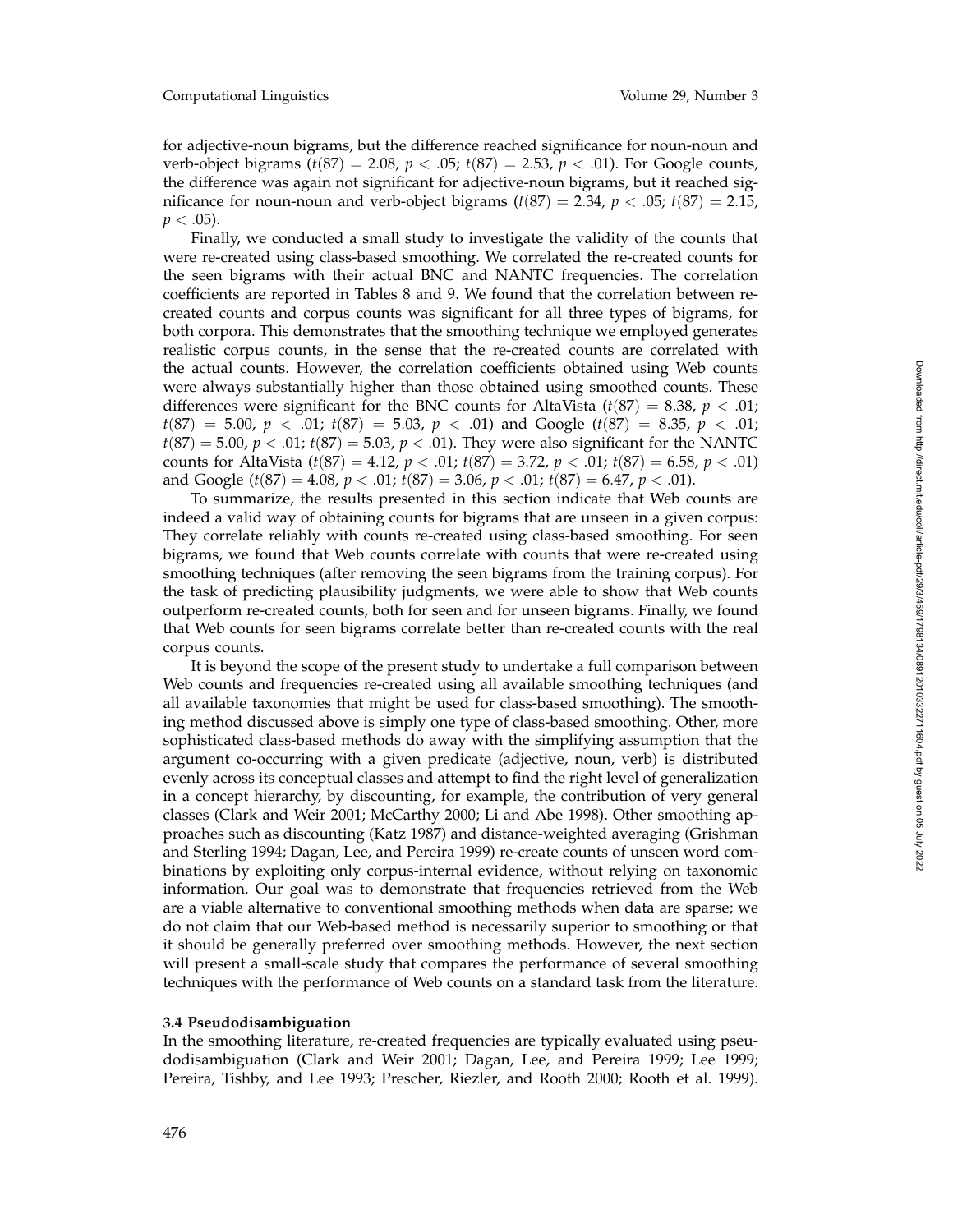for adjective-noun bigrams, but the difference reached significance for noun-noun and verb-object bigrams ($t(87) = 2.08$, $p < .05$; $t(87) = 2.53$, $p < .01$). For Google counts, the difference was again not significant for adjective-noun bigrams, but it reached significance for noun-noun and verb-object bigrams ($t(87) = 2.34$, $p < .05$; $t(87) = 2.15$, $p < .05$).

Finally, we conducted a small study to investigate the validity of the counts that were re-created using class-based smoothing. We correlated the re-created counts for the seen bigrams with their actual BNC and NANTC frequencies. The correlation coefficients are reported in Tables 8 and 9. We found that the correlation between re-created counts and corpus counts was significant for all three types of bigrams, for both corpora. This demonstrates that the smoothing technique we employed generates realistic corpus counts, in the sense that the re-created counts are correlated with the actual counts. However, the correlation coefficients obtained using Web counts were always substantially higher than those obtained using smoothed counts. These differences were significant for the BNC counts for AltaVista ($t(87) = 8.38$, $p < .01$; $t(87) = 5.00$, $p < .01$; $t(87) = 5.03$, $p < .01$) and Google ($t(87) = 8.35$, $p < .01$; $t(87) = 5.00$, $p < .01$; $t(87) = 5.03$, $p < .01$). They were also significant for the NANTC counts for AltaVista ($t(87) = 4.12$, $p < .01$; $t(87) = 3.72$, $p < .01$; $t(87) = 6.58$, $p < .01$) and Google ($t(87) = 4.08$, $p < .01$; $t(87) = 3.06$, $p < .01$; $t(87) = 6.47$, $p < .01$).

To summarize, the results presented in this section indicate that Web counts are indeed a valid way of obtaining counts for bigrams that are unseen in a given corpus: They correlate reliably with counts re-created using class-based smoothing. For seen bigrams, we found that Web counts correlate with counts that were re-created using smoothing techniques (after removing the seen bigrams from the training corpus). For the task of predicting plausibility judgments, we were able to show that Web counts outperform re-created counts, both for seen and for unseen bigrams. Finally, we found that Web counts for seen bigrams correlate better than re-created counts with the real corpus counts.

It is beyond the scope of the present study to undertake a full comparison between Web counts and frequencies re-created using all available smoothing techniques (and all available taxonomies that might be used for class-based smoothing). The smoothing method discussed above is simply one type of class-based smoothing. Other, more sophisticated class-based methods do away with the simplifying assumption that the argument co-occurring with a given predicate (adjective, noun, verb) is distributed evenly across its conceptual classes and attempt to find the right level of generalization in a concept hierarchy, by discounting, for example, the contribution of very general classes (Clark and Weir 2001; McCarthy 2000; Li and Abe 1998). Other smoothing approaches such as discounting (Katz 1987) and distance-weighted averaging (Grishman and Sterling 1994; Dagan, Lee, and Pereira 1999) re-create counts of unseen word combinations by exploiting only corpus-internal evidence, without relying on taxonomic information. Our goal was to demonstrate that frequencies retrieved from the Web are a viable alternative to conventional smoothing methods when data are sparse; we do not claim that our Web-based method is necessarily superior to smoothing or that it should be generally preferred over smoothing methods. However, the next section will present a small-scale study that compares the performance of several smoothing techniques with the performance of Web counts on a standard task from the literature.

### 3.4 Pseudodisambiguation

In the smoothing literature, re-created frequencies are typically evaluated using pseudodisambiguation (Clark and Weir 2001; Dagan, Lee, and Pereira 1999; Lee 1999; Pereira, Tishby, and Lee 1993; Prescher, Riezler, and Rooth 2000; Rooth et al. 1999).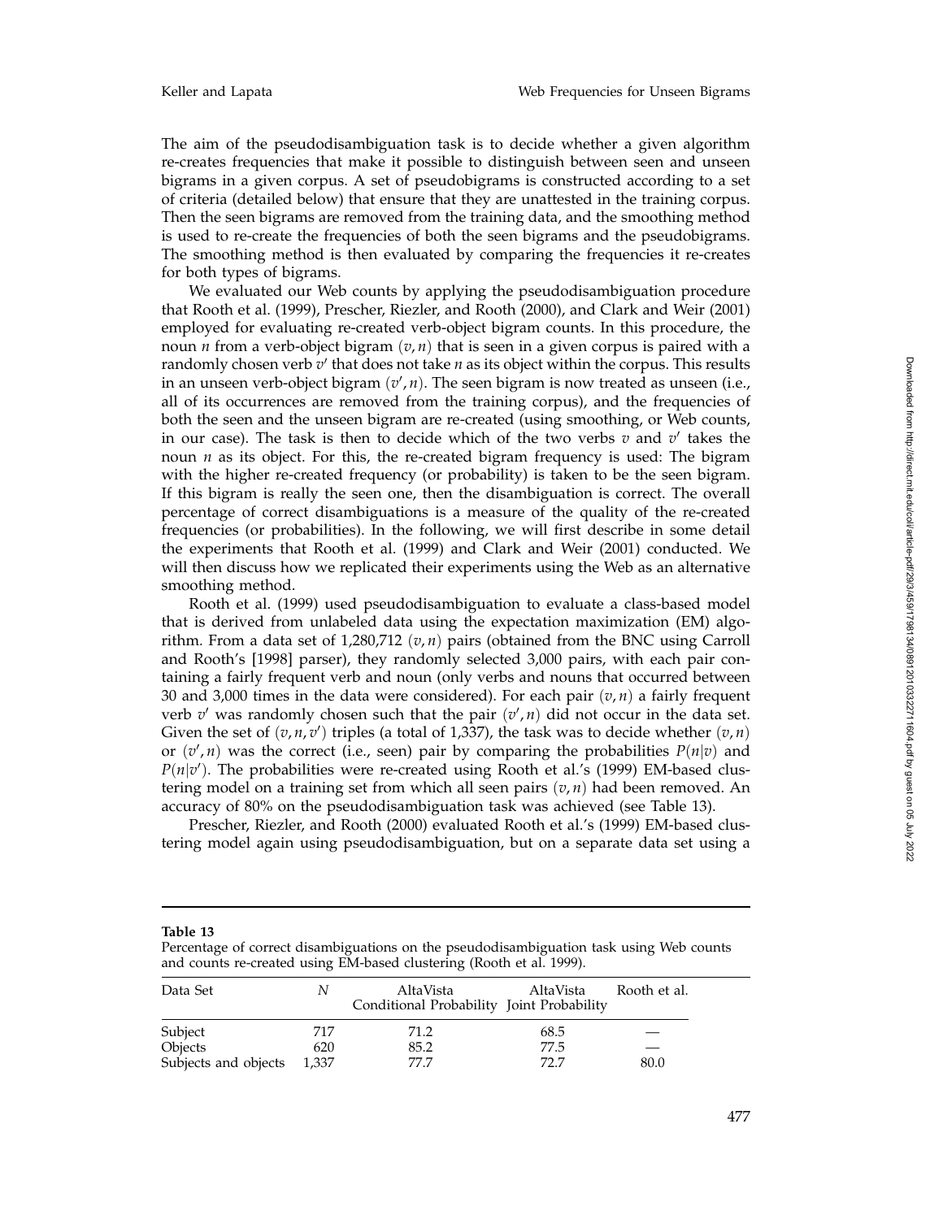The aim of the pseudodisambiguation task is to decide whether a given algorithm re-creates frequencies that make it possible to distinguish between seen and unseen bigrams in a given corpus. A set of pseudobigrams is constructed according to a set of criteria (detailed below) that ensure that they are unattested in the training corpus. Then the seen bigrams are removed from the training data, and the smoothing method is used to re-create the frequencies of both the seen bigrams and the pseudobigrams. The smoothing method is then evaluated by comparing the frequencies it re-creates for both types of bigrams.

We evaluated our Web counts by applying the pseudodisambiguation procedure that Rooth et al. (1999), Prescher, Riezler, and Rooth (2000), and Clark and Weir (2001) employed for evaluating re-created verb-object bigram counts. In this procedure, the noun $n$ from a verb-object bigram $(v, n)$ that is seen in a given corpus is paired with a randomly chosen verb $v'$ that does not take $n$ as its object within the corpus. This results in an unseen verb-object bigram $(v', n)$. The seen bigram is now treated as unseen (i.e., all of its occurrences are removed from the training corpus), and the frequencies of both the seen and the unseen bigram are re-created (using smoothing, or Web counts, in our case). The task is then to decide which of the two verbs $v$ and $v'$ takes the noun $n$ as its object. For this, the re-created bigram frequency is used: The bigram with the higher re-created frequency (or probability) is taken to be the seen bigram. If this bigram is really the seen one, then the disambiguation is correct. The overall percentage of correct disambiguations is a measure of the quality of the re-created frequencies (or probabilities). In the following, we will first describe in some detail the experiments that Rooth et al. (1999) and Clark and Weir (2001) conducted. We will then discuss how we replicated their experiments using the Web as an alternative smoothing method.

Rooth et al. (1999) used pseudodisambiguation to evaluate a class-based model that is derived from unlabeled data using the expectation maximization (EM) algorithm. From a data set of 1,280,712 $(v, n)$ pairs (obtained from the BNC using Carroll and Rooth's [1998] parser), they randomly selected 3,000 pairs, with each pair containing a fairly frequent verb and noun (only verbs and nouns that occurred between 30 and 3,000 times in the data were considered). For each pair $(v, n)$ a fairly frequent verb $v'$ was randomly chosen such that the pair $(v', n)$ did not occur in the data set. Given the set of $(v, n, v')$ triples (a total of 1,337), the task was to decide whether $(v, n)$ or $(v', n)$ was the correct (i.e., seen) pair by comparing the probabilities $P(n|v)$ and $P(n|v')$. The probabilities were re-created using Rooth et al.'s (1999) EM-based clustering model on a training set from which all seen pairs $(v, n)$ had been removed. An accuracy of 80% on the pseudodisambiguation task was achieved (see Table 13).

Prescher, Riezler, and Rooth (2000) evaluated Rooth et al.'s (1999) EM-based clustering model again using pseudodisambiguation, but on a separate data set using a

**Table 13**
Percentage of correct disambiguations on the pseudodisambiguation task using Web counts and counts re-created using EM-based clustering (Rooth et al. 1999).

| Data Set | N | AltaVista Conditional Probability | AltaVista Joint Probability | Rooth et al. |
|---|---|---|---|---|
| Subject | 717 | 71.2 | 68.5 | — |
| Objects | 620 | 85.2 | 77.5 | — |
| Subjects and objects | 1,337 | 77.7 | 72.7 | 80.0 |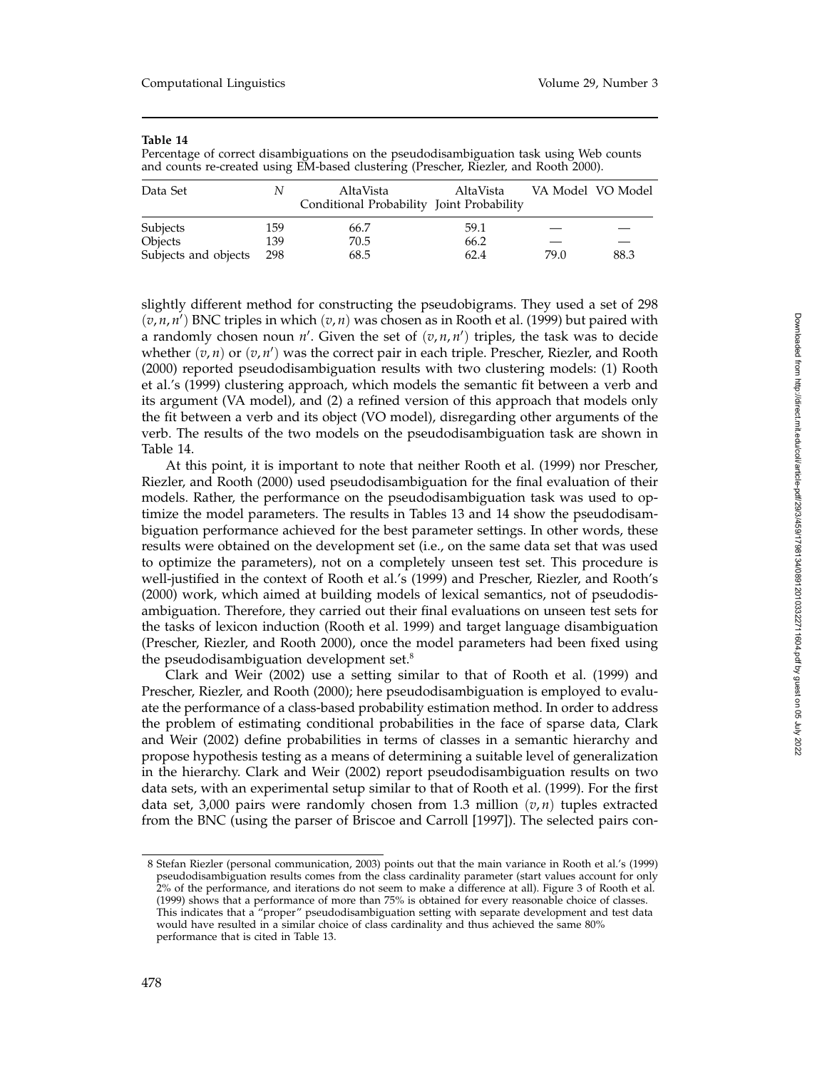**Table 14**

Percentage of correct disambiguations on the pseudodisambiguation task using Web counts and counts re-created using EM-based clustering (Prescher, Riezler, and Rooth 2000).

| Data Set | $N$ | AltaVista Conditional Probability | AltaVista Joint Probability | VA Model | VO Model |
|---|---|---|---|---|---|
| Subjects | 159 | 66.7 | 59.1 | — | — |
| Objects | 139 | 70.5 | 66.2 | — | — |
| Subjects and objects | 298 | 68.5 | 62.4 | 79.0 | 88.3 |

slightly different method for constructing the pseudobigrams. They used a set of 298 $(v, n, n')$ BNC triples in which $(v, n)$ was chosen as in Rooth et al. (1999) but paired with a randomly chosen noun $n'$. Given the set of $(v, n, n')$ triples, the task was to decide whether $(v, n)$ or $(v, n')$ was the correct pair in each triple. Prescher, Riezler, and Rooth (2000) reported pseudodisambiguation results with two clustering models: (1) Rooth et al.'s (1999) clustering approach, which models the semantic fit between a verb and its argument (VA model), and (2) a refined version of this approach that models only the fit between a verb and its object (VO model), disregarding other arguments of the verb. The results of the two models on the pseudodisambiguation task are shown in Table 14.

At this point, it is important to note that neither Rooth et al. (1999) nor Prescher, Riezler, and Rooth (2000) used pseudodisambiguation for the final evaluation of their models. Rather, the performance on the pseudodisambiguation task was used to optimize the model parameters. The results in Tables 13 and 14 show the pseudodisambiguation performance achieved for the best parameter settings. In other words, these results were obtained on the development set (i.e., on the same data set that was used to optimize the parameters), not on a completely unseen test set. This procedure is well-justified in the context of Rooth et al.'s (1999) and Prescher, Riezler, and Rooth's (2000) work, which aimed at building models of lexical semantics, not of pseudodisambiguation. Therefore, they carried out their final evaluations on unseen test sets for the tasks of lexicon induction (Rooth et al. 1999) and target language disambiguation (Prescher, Riezler, and Rooth 2000), once the model parameters had been fixed using the pseudodisambiguation development set.[8]

Clark and Weir (2002) use a setting similar to that of Rooth et al. (1999) and Prescher, Riezler, and Rooth (2000); here pseudodisambiguation is employed to evaluate the performance of a class-based probability estimation method. In order to address the problem of estimating conditional probabilities in the face of sparse data, Clark and Weir (2002) define probabilities in terms of classes in a semantic hierarchy and propose hypothesis testing as a means of determining a suitable level of generalization in the hierarchy. Clark and Weir (2002) report pseudodisambiguation results on two data sets, with an experimental setup similar to that of Rooth et al. (1999). For the first data set, 3,000 pairs were randomly chosen from 1.3 million $(v, n)$ tuples extracted from the BNC (using the parser of Briscoe and Carroll [1997]). The selected pairs con-

8 Stefan Riezler (personal communication, 2003) points out that the main variance in Rooth et al.'s (1999) pseudodisambiguation results comes from the class cardinality parameter (start values account for only 2% of the performance, and iterations do not seem to make a difference at all). Figure 3 of Rooth et al. (1999) shows that a performance of more than 75% is obtained for every reasonable choice of classes. This indicates that a "proper" pseudodisambiguation setting with separate development and test data would have resulted in a similar choice of class cardinality and thus achieved the same 80% performance that is cited in Table 13.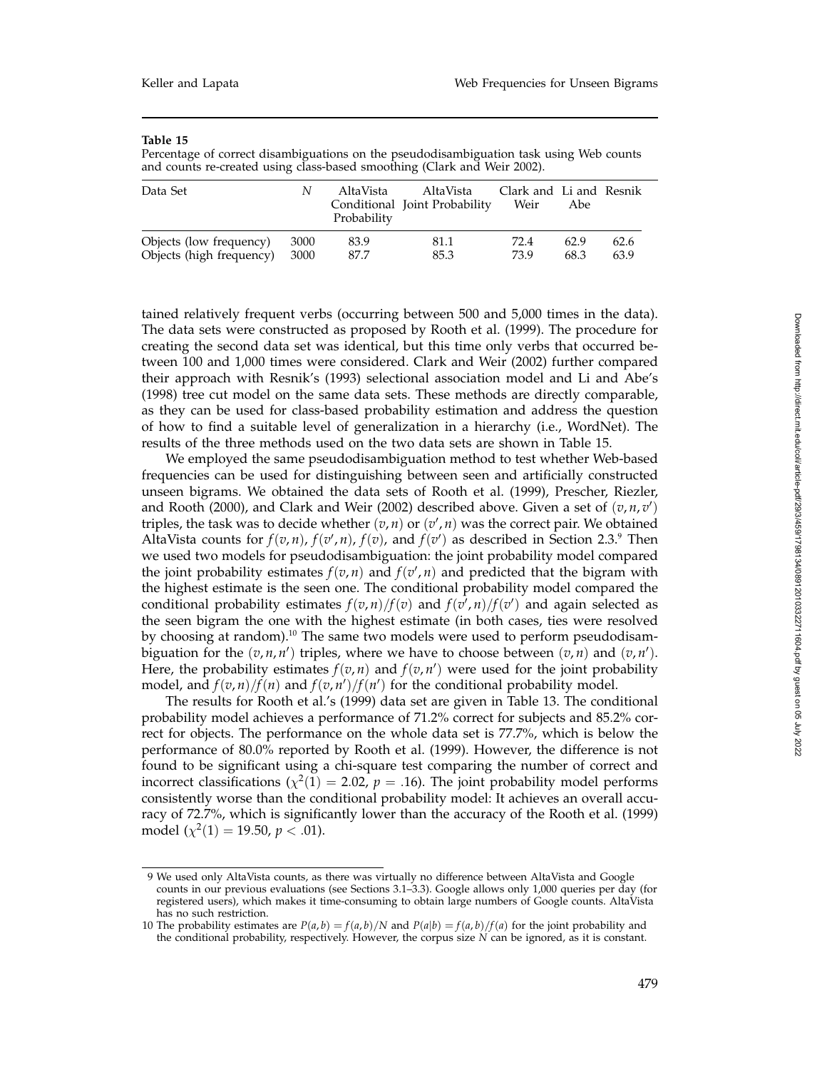**Table 15**

Percentage of correct disambiguations on the pseudodisambiguation task using Web counts and counts re-created using class-based smoothing (Clark and Weir 2002).

| Data Set | $N$ | AltaVista Conditional Probability | AltaVista Joint Probability | Clark and Weir | Li and Abe | Resnik |
|---|---|---|---|---|---|---|
| Objects (low frequency) | 3000 | 83.9 | 81.1 | 72.4 | 62.9 | 62.6 |
| Objects (high frequency) | 3000 | 87.7 | 85.3 | 73.9 | 68.3 | 63.9 |

tained relatively frequent verbs (occurring between 500 and 5,000 times in the data). The data sets were constructed as proposed by Rooth et al. (1999). The procedure for creating the second data set was identical, but this time only verbs that occurred between 100 and 1,000 times were considered. Clark and Weir (2002) further compared their approach with Resnik's (1993) selectional association model and Li and Abe's (1998) tree cut model on the same data sets. These methods are directly comparable, as they can be used for class-based probability estimation and address the question of how to find a suitable level of generalization in a hierarchy (i.e., WordNet). The results of the three methods used on the two data sets are shown in Table 15.

We employed the same pseudodisambiguation method to test whether Web-based frequencies can be used for distinguishing between seen and artificially constructed unseen bigrams. We obtained the data sets of Rooth et al. (1999), Prescher, Riezler, and Rooth (2000), and Clark and Weir (2002) described above. Given a set of $(v, n, v')$ triples, the task was to decide whether $(v, n)$ or $(v', n)$ was the correct pair. We obtained AltaVista counts for $f(v, n)$, $f(v', n)$, $f(v)$, and $f(v')$ as described in Section 2.3.[9] Then we used two models for pseudodisambiguation: the joint probability model compared the joint probability estimates $f(v, n)$ and $f(v', n)$ and predicted that the bigram with the highest estimate is the seen one. The conditional probability model compared the conditional probability estimates $f(v, n)/f(v)$ and $f(v', n)/f(v')$ and again selected as the seen bigram the one with the highest estimate (in both cases, ties were resolved by choosing at random).[10] The same two models were used to perform pseudodisambiguation for the $(v, n, n')$ triples, where we have to choose between $(v, n)$ and $(v, n')$. Here, the probability estimates $f(v, n)$ and $f(v, n')$ were used for the joint probability model, and $f(v, n)/f(n)$ and $f(v, n')/f(n')$ for the conditional probability model.

The results for Rooth et al.'s (1999) data set are given in Table 13. The conditional probability model achieves a performance of 71.2% correct for subjects and 85.2% correct for objects. The performance on the whole data set is 77.7%, which is below the performance of 80.0% reported by Rooth et al. (1999). However, the difference is not found to be significant using a chi-square test comparing the number of correct and incorrect classifications ($\chi^2(1) = 2.02$, $p = .16$). The joint probability model performs consistently worse than the conditional probability model: It achieves an overall accuracy of 72.7%, which is significantly lower than the accuracy of the Rooth et al. (1999) model ($\chi^2(1) = 19.50$, $p < .01$).

---

9 We used only AltaVista counts, as there was virtually no difference between AltaVista and Google counts in our previous evaluations (see Sections 3.1–3.3). Google allows only 1,000 queries per day (for registered users), which makes it time-consuming to obtain large numbers of Google counts. AltaVista has no such restriction.

10 The probability estimates are $P(a, b) = f(a, b)/N$ and $P(a|b) = f(a, b)/f(a)$ for the joint probability and the conditional probability, respectively. However, the corpus size $N$ can be ignored, as it is constant.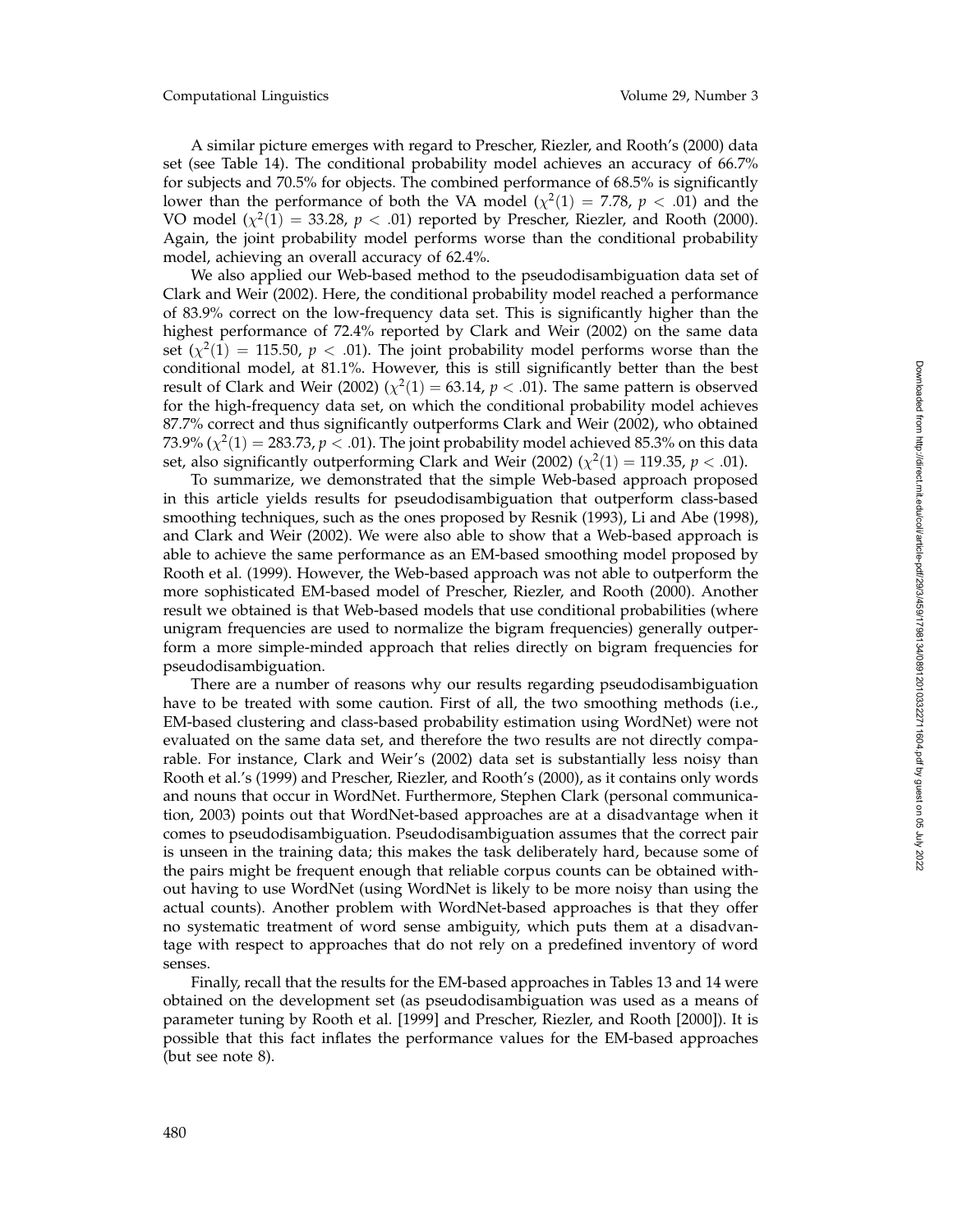A similar picture emerges with regard to Prescher, Riezler, and Rooth's (2000) data set (see Table 14). The conditional probability model achieves an accuracy of 66.7% for subjects and 70.5% for objects. The combined performance of 68.5% is significantly lower than the performance of both the VA model ($\chi^2(1) = 7.78$, $p < .01$) and the VO model ($\chi^2(1) = 33.28$, $p < .01$) reported by Prescher, Riezler, and Rooth (2000). Again, the joint probability model performs worse than the conditional probability model, achieving an overall accuracy of 62.4%.

We also applied our Web-based method to the pseudodisambiguation data set of Clark and Weir (2002). Here, the conditional probability model reached a performance of 83.9% correct on the low-frequency data set. This is significantly higher than the highest performance of 72.4% reported by Clark and Weir (2002) on the same data set ($\chi^2(1) = 115.50$, $p < .01$). The joint probability model performs worse than the conditional model, at 81.1%. However, this is still significantly better than the best result of Clark and Weir (2002) ($\chi^2(1) = 63.14$, $p < .01$). The same pattern is observed for the high-frequency data set, on which the conditional probability model achieves 87.7% correct and thus significantly outperforms Clark and Weir (2002), who obtained 73.9% ($\chi^2(1) = 283.73$, $p < .01$). The joint probability model achieved 85.3% on this data set, also significantly outperforming Clark and Weir (2002) ($\chi^2(1) = 119.35$, $p < .01$).

To summarize, we demonstrated that the simple Web-based approach proposed in this article yields results for pseudodisambiguation that outperform class-based smoothing techniques, such as the ones proposed by Resnik (1993), Li and Abe (1998), and Clark and Weir (2002). We were also able to show that a Web-based approach is able to achieve the same performance as an EM-based smoothing model proposed by Rooth et al. (1999). However, the Web-based approach was not able to outperform the more sophisticated EM-based model of Prescher, Riezler, and Rooth (2000). Another result we obtained is that Web-based models that use conditional probabilities (where unigram frequencies are used to normalize the bigram frequencies) generally outperform a more simple-minded approach that relies directly on bigram frequencies for pseudodisambiguation.

There are a number of reasons why our results regarding pseudodisambiguation have to be treated with some caution. First of all, the two smoothing methods (i.e., EM-based clustering and class-based probability estimation using WordNet) were not evaluated on the same data set, and therefore the two results are not directly comparable. For instance, Clark and Weir's (2002) data set is substantially less noisy than Rooth et al.'s (1999) and Prescher, Riezler, and Rooth's (2000), as it contains only words and nouns that occur in WordNet. Furthermore, Stephen Clark (personal communication, 2003) points out that WordNet-based approaches are at a disadvantage when it comes to pseudodisambiguation. Pseudodisambiguation assumes that the correct pair is unseen in the training data; this makes the task deliberately hard, because some of the pairs might be frequent enough that reliable corpus counts can be obtained without having to use WordNet (using WordNet is likely to be more noisy than using the actual counts). Another problem with WordNet-based approaches is that they offer no systematic treatment of word sense ambiguity, which puts them at a disadvantage with respect to approaches that do not rely on a predefined inventory of word senses.

Finally, recall that the results for the EM-based approaches in Tables 13 and 14 were obtained on the development set (as pseudodisambiguation was used as a means of parameter tuning by Rooth et al. [1999] and Prescher, Riezler, and Rooth [2000]). It is possible that this fact inflates the performance values for the EM-based approaches (but see note 8).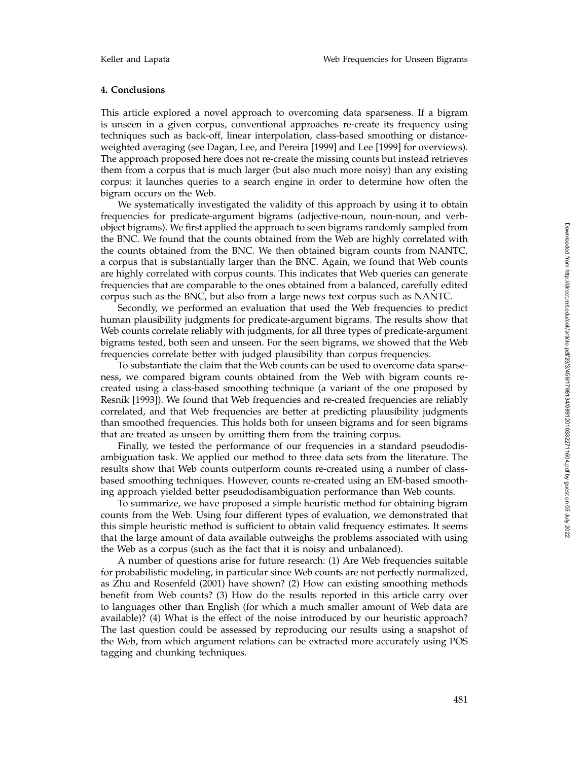## 4. Conclusions

This article explored a novel approach to overcoming data sparseness. If a bigram is unseen in a given corpus, conventional approaches re-create its frequency using techniques such as back-off, linear interpolation, class-based smoothing or distance-weighted averaging (see Dagan, Lee, and Pereira [1999] and Lee [1999] for overviews). The approach proposed here does not re-create the missing counts but instead retrieves them from a corpus that is much larger (but also much more noisy) than any existing corpus: it launches queries to a search engine in order to determine how often the bigram occurs on the Web.

We systematically investigated the validity of this approach by using it to obtain frequencies for predicate-argument bigrams (adjective-noun, noun-noun, and verb-object bigrams). We first applied the approach to seen bigrams randomly sampled from the BNC. We found that the counts obtained from the Web are highly correlated with the counts obtained from the BNC. We then obtained bigram counts from NANTC, a corpus that is substantially larger than the BNC. Again, we found that Web counts are highly correlated with corpus counts. This indicates that Web queries can generate frequencies that are comparable to the ones obtained from a balanced, carefully edited corpus such as the BNC, but also from a large news text corpus such as NANTC.

Secondly, we performed an evaluation that used the Web frequencies to predict human plausibility judgments for predicate-argument bigrams. The results show that Web counts correlate reliably with judgments, for all three types of predicate-argument bigrams tested, both seen and unseen. For the seen bigrams, we showed that the Web frequencies correlate better with judged plausibility than corpus frequencies.

To substantiate the claim that the Web counts can be used to overcome data sparseness, we compared bigram counts obtained from the Web with bigram counts re-created using a class-based smoothing technique (a variant of the one proposed by Resnik [1993]). We found that Web frequencies and re-created frequencies are reliably correlated, and that Web frequencies are better at predicting plausibility judgments than smoothed frequencies. This holds both for unseen bigrams and for seen bigrams that are treated as unseen by omitting them from the training corpus.

Finally, we tested the performance of our frequencies in a standard pseudodisambiguation task. We applied our method to three data sets from the literature. The results show that Web counts outperform counts re-created using a number of class-based smoothing techniques. However, counts re-created using an EM-based smoothing approach yielded better pseudodisambiguation performance than Web counts.

To summarize, we have proposed a simple heuristic method for obtaining bigram counts from the Web. Using four different types of evaluation, we demonstrated that this simple heuristic method is sufficient to obtain valid frequency estimates. It seems that the large amount of data available outweighs the problems associated with using the Web as a corpus (such as the fact that it is noisy and unbalanced).

A number of questions arise for future research: (1) Are Web frequencies suitable for probabilistic modeling, in particular since Web counts are not perfectly normalized, as Zhu and Rosenfeld (2001) have shown? (2) How can existing smoothing methods benefit from Web counts? (3) How do the results reported in this article carry over to languages other than English (for which a much smaller amount of Web data are available)? (4) What is the effect of the noise introduced by our heuristic approach? The last question could be assessed by reproducing our results using a snapshot of the Web, from which argument relations can be extracted more accurately using POS tagging and chunking techniques.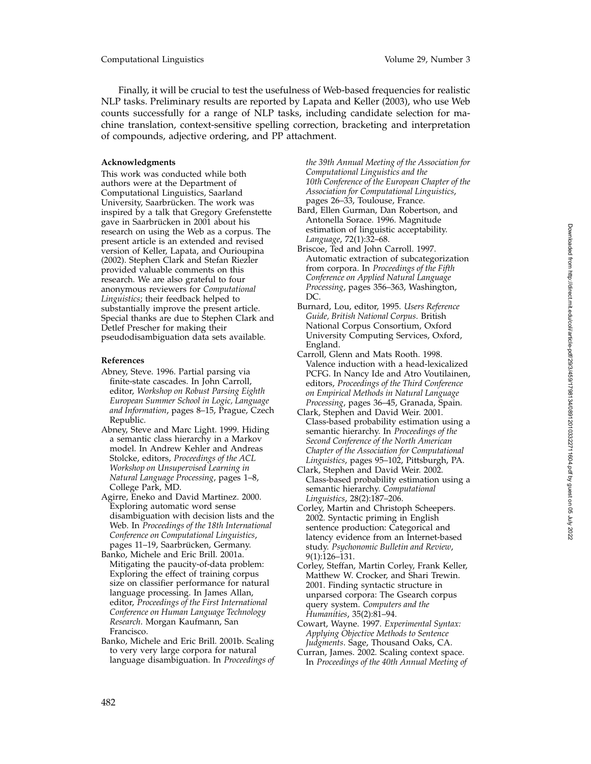Finally, it will be crucial to test the usefulness of Web-based frequencies for realistic NLP tasks. Preliminary results are reported by Lapata and Keller (2003), who use Web counts successfully for a range of NLP tasks, including candidate selection for machine translation, context-sensitive spelling correction, bracketing and interpretation of compounds, adjective ordering, and PP attachment.

### Acknowledgments

This work was conducted while both authors were at the Department of Computational Linguistics, Saarland University, Saarbrücken. The work was inspired by a talk that Gregory Grefenstette gave in Saarbrücken in 2001 about his research on using the Web as a corpus. The present article is an extended and revised version of Keller, Lapata, and Ourioupina (2002). Stephen Clark and Stefan Riezler provided valuable comments on this research. We are also grateful to four anonymous reviewers for *Computational Linguistics*; their feedback helped to substantially improve the present article. Special thanks are due to Stephen Clark and Detlef Prescher for making their pseudodisambiguation data sets available.

### References

Abney, Steve. 1996. Partial parsing via finite-state cascades. In John Carroll, editor, *Workshop on Robust Parsing Eighth European Summer School in Logic, Language and Information*, pages 8–15, Prague, Czech Republic.

Abney, Steve and Marc Light. 1999. Hiding a semantic class hierarchy in a Markov model. In Andrew Kehler and Andreas Stolcke, editors, *Proceedings of the ACL Workshop on Unsupervised Learning in Natural Language Processing*, pages 1–8, College Park, MD.

Agirre, Eneko and David Martinez. 2000. Exploring automatic word sense disambiguation with decision lists and the Web. In *Proceedings of the 18th International Conference on Computational Linguistics*, pages 11–19, Saarbrücken, Germany.

Banko, Michele and Eric Brill. 2001a. Mitigating the paucity-of-data problem: Exploring the effect of training corpus size on classifier performance for natural language processing. In James Allan, editor, *Proceedings of the First International Conference on Human Language Technology Research*. Morgan Kaufmann, San Francisco.

Banko, Michele and Eric Brill. 2001b. Scaling to very very large corpora for natural language disambiguation. In *Proceedings of the 39th Annual Meeting of the Association for Computational Linguistics and the 10th Conference of the European Chapter of the Association for Computational Linguistics*, pages 26–33, Toulouse, France.

Bard, Ellen Gurman, Dan Robertson, and Antonella Sorace. 1996. Magnitude estimation of linguistic acceptability. *Language*, 72(1):32–68.

Briscoe, Ted and John Carroll. 1997. Automatic extraction of subcategorization from corpora. In *Proceedings of the Fifth Conference on Applied Natural Language Processing*, pages 356–363, Washington, DC.

Burnard, Lou, editor, 1995. *Users Reference Guide, British National Corpus.* British National Corpus Consortium, Oxford University Computing Services, Oxford, England.

Carroll, Glenn and Mats Rooth. 1998. Valence induction with a head-lexicalized PCFG. In Nancy Ide and Atro Voutilainen, editors, *Proceedings of the Third Conference on Empirical Methods in Natural Language Processing*, pages 36–45, Granada, Spain.

Clark, Stephen and David Weir. 2001. Class-based probability estimation using a semantic hierarchy. In *Proceedings of the Second Conference of the North American Chapter of the Association for Computational Linguistics*, pages 95–102, Pittsburgh, PA.

Clark, Stephen and David Weir. 2002. Class-based probability estimation using a semantic hierarchy. *Computational Linguistics*, 28(2):187–206.

Corley, Martin and Christoph Scheepers. 2002. Syntactic priming in English sentence production: Categorical and latency evidence from an Internet-based study. *Psychonomic Bulletin and Review*, 9(1):126–131.

Corley, Steffan, Martin Corley, Frank Keller, Matthew W. Crocker, and Shari Trewin. 2001. Finding syntactic structure in unparsed corpora: The Gsearch corpus query system. *Computers and the Humanities*, 35(2):81–94.

Cowart, Wayne. 1997. *Experimental Syntax: Applying Objective Methods to Sentence Judgments*. Sage, Thousand Oaks, CA.

Curran, James. 2002. Scaling context space. In *Proceedings of the 40th Annual Meeting of*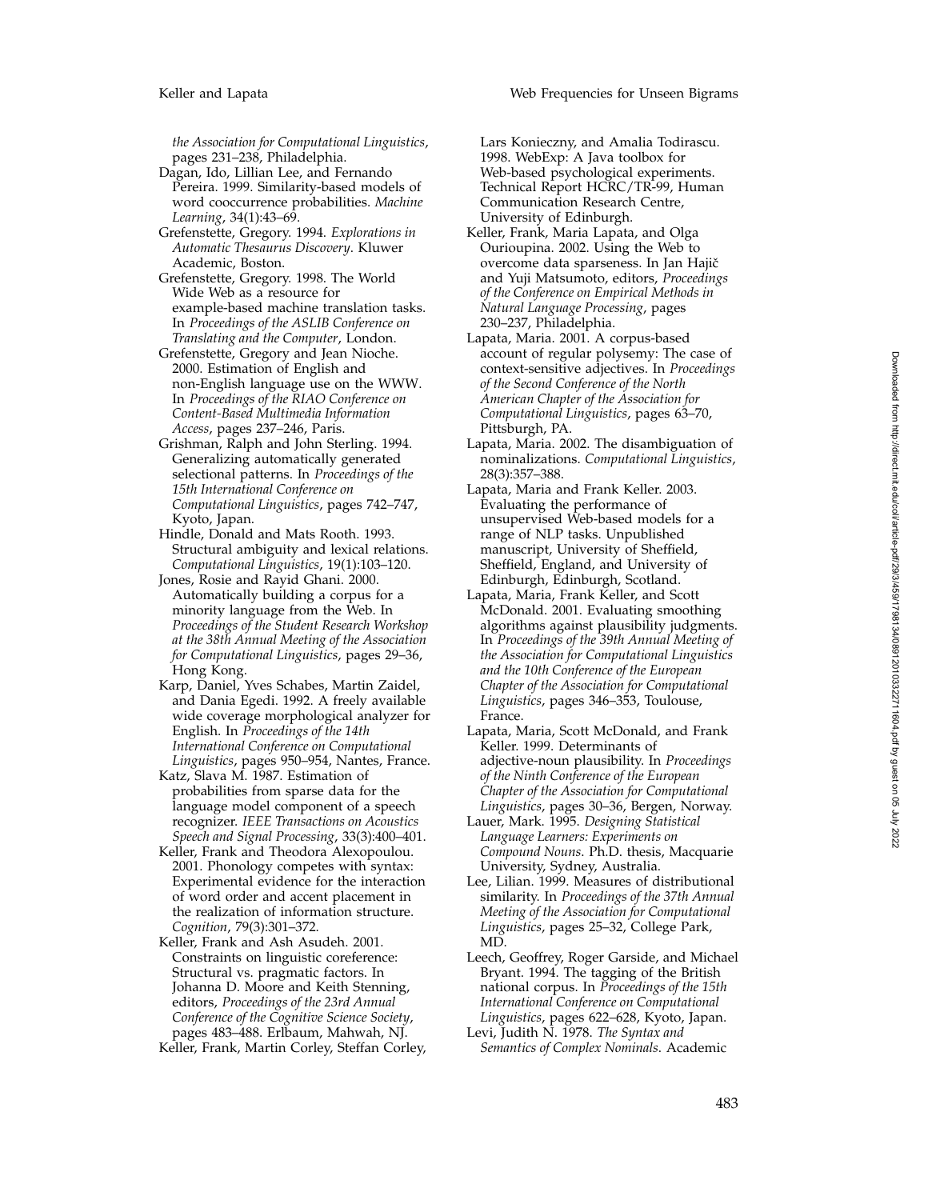*the Association for Computational Linguistics*, pages 231–238, Philadelphia.

Dagan, Ido, Lillian Lee, and Fernando Pereira. 1999. Similarity-based models of word cooccurrence probabilities. *Machine Learning*, 34(1):43–69.

Grefenstette, Gregory. 1994. *Explorations in Automatic Thesaurus Discovery*. Kluwer Academic, Boston.

Grefenstette, Gregory. 1998. The World Wide Web as a resource for example-based machine translation tasks. In *Proceedings of the ASLIB Conference on Translating and the Computer*, London.

Grefenstette, Gregory and Jean Nioche. 2000. Estimation of English and non-English language use on the WWW. In *Proceedings of the RIAO Conference on Content-Based Multimedia Information Access*, pages 237–246, Paris.

Grishman, Ralph and John Sterling. 1994. Generalizing automatically generated selectional patterns. In *Proceedings of the 15th International Conference on Computational Linguistics*, pages 742–747, Kyoto, Japan.

Hindle, Donald and Mats Rooth. 1993. Structural ambiguity and lexical relations. *Computational Linguistics*, 19(1):103–120.

Jones, Rosie and Rayid Ghani. 2000. Automatically building a corpus for a minority language from the Web. In *Proceedings of the Student Research Workshop at the 38th Annual Meeting of the Association for Computational Linguistics*, pages 29–36, Hong Kong.

Karp, Daniel, Yves Schabes, Martin Zaidel, and Dania Egedi. 1992. A freely available wide coverage morphological analyzer for English. In *Proceedings of the 14th International Conference on Computational Linguistics*, pages 950–954, Nantes, France.

Katz, Slava M. 1987. Estimation of probabilities from sparse data for the language model component of a speech recognizer. *IEEE Transactions on Acoustics Speech and Signal Processing*, 33(3):400–401.

Keller, Frank and Theodora Alexopoulou. 2001. Phonology competes with syntax: Experimental evidence for the interaction of word order and accent placement in the realization of information structure. *Cognition*, 79(3):301–372.

Keller, Frank and Ash Asudeh. 2001. Constraints on linguistic coreference: Structural vs. pragmatic factors. In Johanna D. Moore and Keith Stenning, editors, *Proceedings of the 23rd Annual Conference of the Cognitive Science Society*, pages 483–488. Erlbaum, Mahwah, NJ.

Keller, Frank, Martin Corley, Steffan Corley, Lars Konieczny, and Amalia Todirascu. 1998. WebExp: A Java toolbox for Web-based psychological experiments. Technical Report HCRC/TR-99, Human Communication Research Centre, University of Edinburgh.

Keller, Frank, Maria Lapata, and Olga Ourioupina. 2002. Using the Web to overcome data sparseness. In Jan Hajič and Yuji Matsumoto, editors, *Proceedings of the Conference on Empirical Methods in Natural Language Processing*, pages 230–237, Philadelphia.

Lapata, Maria. 2001. A corpus-based account of regular polysemy: The case of context-sensitive adjectives. In *Proceedings of the Second Conference of the North American Chapter of the Association for Computational Linguistics*, pages 63–70, Pittsburgh, PA.

Lapata, Maria. 2002. The disambiguation of nominalizations. *Computational Linguistics*, 28(3):357–388.

Lapata, Maria and Frank Keller. 2003. Evaluating the performance of unsupervised Web-based models for a range of NLP tasks. Unpublished manuscript, University of Sheffield, Sheffield, England, and University of Edinburgh, Edinburgh, Scotland.

Lapata, Maria, Frank Keller, and Scott McDonald. 2001. Evaluating smoothing algorithms against plausibility judgments. In *Proceedings of the 39th Annual Meeting of the Association for Computational Linguistics and the 10th Conference of the European Chapter of the Association for Computational Linguistics*, pages 346–353, Toulouse, France.

Lapata, Maria, Scott McDonald, and Frank Keller. 1999. Determinants of adjective-noun plausibility. In *Proceedings of the Ninth Conference of the European Chapter of the Association for Computational Linguistics*, pages 30–36, Bergen, Norway.

Lauer, Mark. 1995. *Designing Statistical Language Learners: Experiments on Compound Nouns*. Ph.D. thesis, Macquarie University, Sydney, Australia.

Lee, Lilian. 1999. Measures of distributional similarity. In *Proceedings of the 37th Annual Meeting of the Association for Computational Linguistics*, pages 25–32, College Park, MD.

Leech, Geoffrey, Roger Garside, and Michael Bryant. 1994. The tagging of the British national corpus. In *Proceedings of the 15th International Conference on Computational Linguistics*, pages 622–628, Kyoto, Japan.

Levi, Judith N. 1978. *The Syntax and Semantics of Complex Nominals*. Academic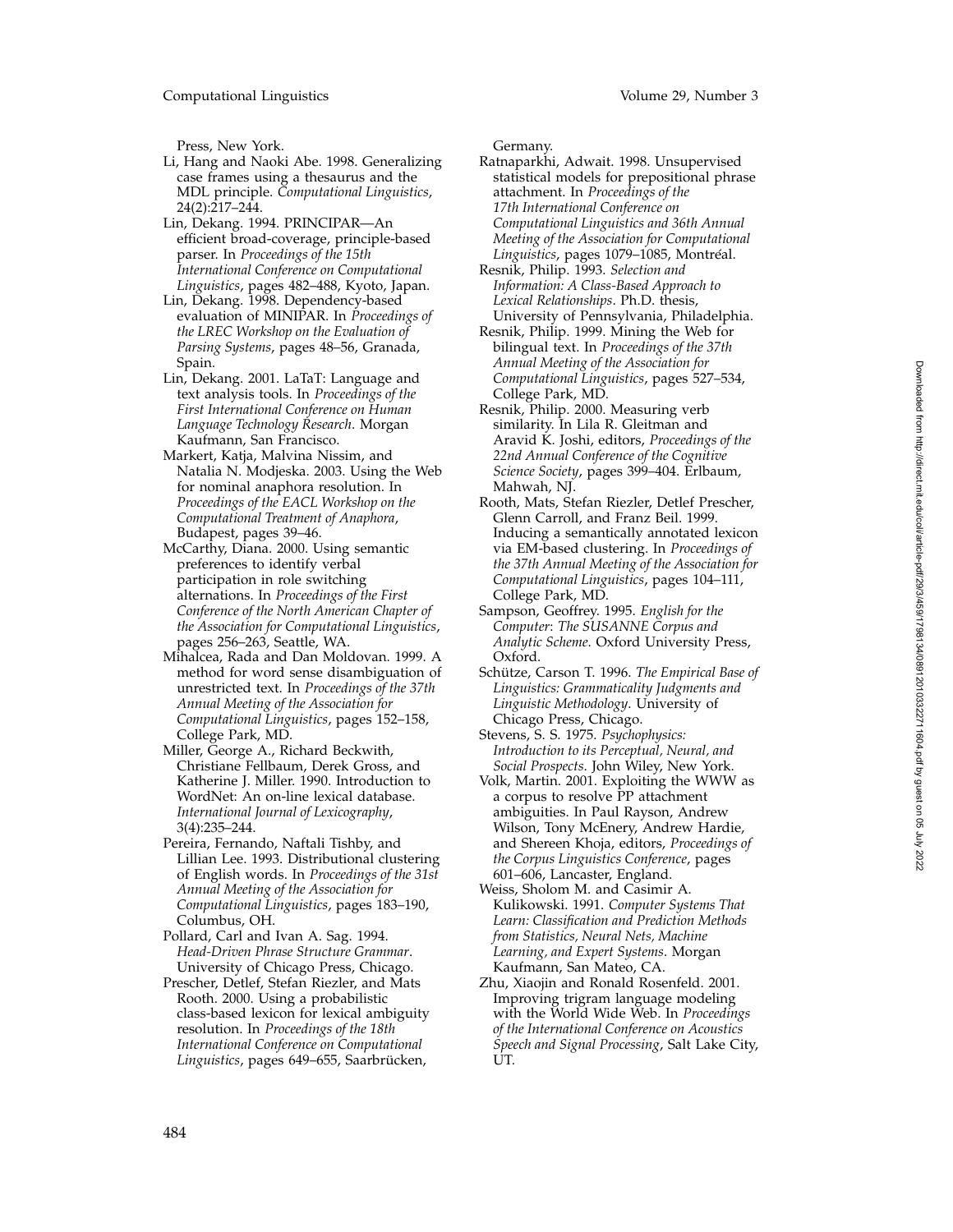Press, New York.

Li, Hang and Naoki Abe. 1998. Generalizing case frames using a thesaurus and the MDL principle. *Computational Linguistics*, 24(2):217–244.

Lin, Dekang. 1994. PRINCIPAR—An efficient broad-coverage, principle-based parser. In *Proceedings of the 15th International Conference on Computational Linguistics*, pages 482–488, Kyoto, Japan.

Lin, Dekang. 1998. Dependency-based evaluation of MINIPAR. In *Proceedings of the LREC Workshop on the Evaluation of Parsing Systems*, pages 48–56, Granada, Spain.

Lin, Dekang. 2001. LaTaT: Language and text analysis tools. In *Proceedings of the First International Conference on Human Language Technology Research*. Morgan Kaufmann, San Francisco.

Markert, Katja, Malvina Nissim, and Natalia N. Modjeska. 2003. Using the Web for nominal anaphora resolution. In *Proceedings of the EACL Workshop on the Computational Treatment of Anaphora*, Budapest, pages 39–46.

McCarthy, Diana. 2000. Using semantic preferences to identify verbal participation in role switching alternations. In *Proceedings of the First Conference of the North American Chapter of the Association for Computational Linguistics*, pages 256–263, Seattle, WA.

Mihalcea, Rada and Dan Moldovan. 1999. A method for word sense disambiguation of unrestricted text. In *Proceedings of the 37th Annual Meeting of the Association for Computational Linguistics*, pages 152–158, College Park, MD.

Miller, George A., Richard Beckwith, Christiane Fellbaum, Derek Gross, and Katherine J. Miller. 1990. Introduction to WordNet: An on-line lexical database. *International Journal of Lexicography*, 3(4):235–244.

Pereira, Fernando, Naftali Tishby, and Lillian Lee. 1993. Distributional clustering of English words. In *Proceedings of the 31st Annual Meeting of the Association for Computational Linguistics*, pages 183–190, Columbus, OH.

Pollard, Carl and Ivan A. Sag. 1994. *Head-Driven Phrase Structure Grammar*. University of Chicago Press, Chicago.

Prescher, Detlef, Stefan Riezler, and Mats Rooth. 2000. Using a probabilistic class-based lexicon for lexical ambiguity resolution. In *Proceedings of the 18th International Conference on Computational Linguistics*, pages 649–655, Saarbrücken, Germany.

Ratnaparkhi, Adwait. 1998. Unsupervised statistical models for prepositional phrase attachment. In *Proceedings of the 17th International Conference on Computational Linguistics and 36th Annual Meeting of the Association for Computational Linguistics*, pages 1079–1085, Montréal.

Resnik, Philip. 1993. *Selection and Information: A Class-Based Approach to Lexical Relationships*. Ph.D. thesis, University of Pennsylvania, Philadelphia.

Resnik, Philip. 1999. Mining the Web for bilingual text. In *Proceedings of the 37th Annual Meeting of the Association for Computational Linguistics*, pages 527–534, College Park, MD.

Resnik, Philip. 2000. Measuring verb similarity. In Lila R. Gleitman and Aravid K. Joshi, editors, *Proceedings of the 22nd Annual Conference of the Cognitive Science Society*, pages 399–404. Erlbaum, Mahwah, NJ.

Rooth, Mats, Stefan Riezler, Detlef Prescher, Glenn Carroll, and Franz Beil. 1999. Inducing a semantically annotated lexicon via EM-based clustering. In *Proceedings of the 37th Annual Meeting of the Association for Computational Linguistics*, pages 104–111, College Park, MD.

Sampson, Geoffrey. 1995. *English for the Computer: The SUSANNE Corpus and Analytic Scheme*. Oxford University Press, Oxford.

Schütze, Carson T. 1996. *The Empirical Base of Linguistics: Grammaticality Judgments and Linguistic Methodology*. University of Chicago Press, Chicago.

Stevens, S. S. 1975. *Psychophysics: Introduction to its Perceptual, Neural, and Social Prospects*. John Wiley, New York.

Volk, Martin. 2001. Exploiting the WWW as a corpus to resolve PP attachment ambiguities. In Paul Rayson, Andrew Wilson, Tony McEnery, Andrew Hardie, and Shereen Khoja, editors, *Proceedings of the Corpus Linguistics Conference*, pages 601–606, Lancaster, England.

Weiss, Sholom M. and Casimir A. Kulikowski. 1991. *Computer Systems That Learn: Classification and Prediction Methods from Statistics, Neural Nets, Machine Learning, and Expert Systems*. Morgan Kaufmann, San Mateo, CA.

Zhu, Xiaojin and Ronald Rosenfeld. 2001. Improving trigram language modeling with the World Wide Web. In *Proceedings of the International Conference on Acoustics Speech and Signal Processing*, Salt Lake City, UT.